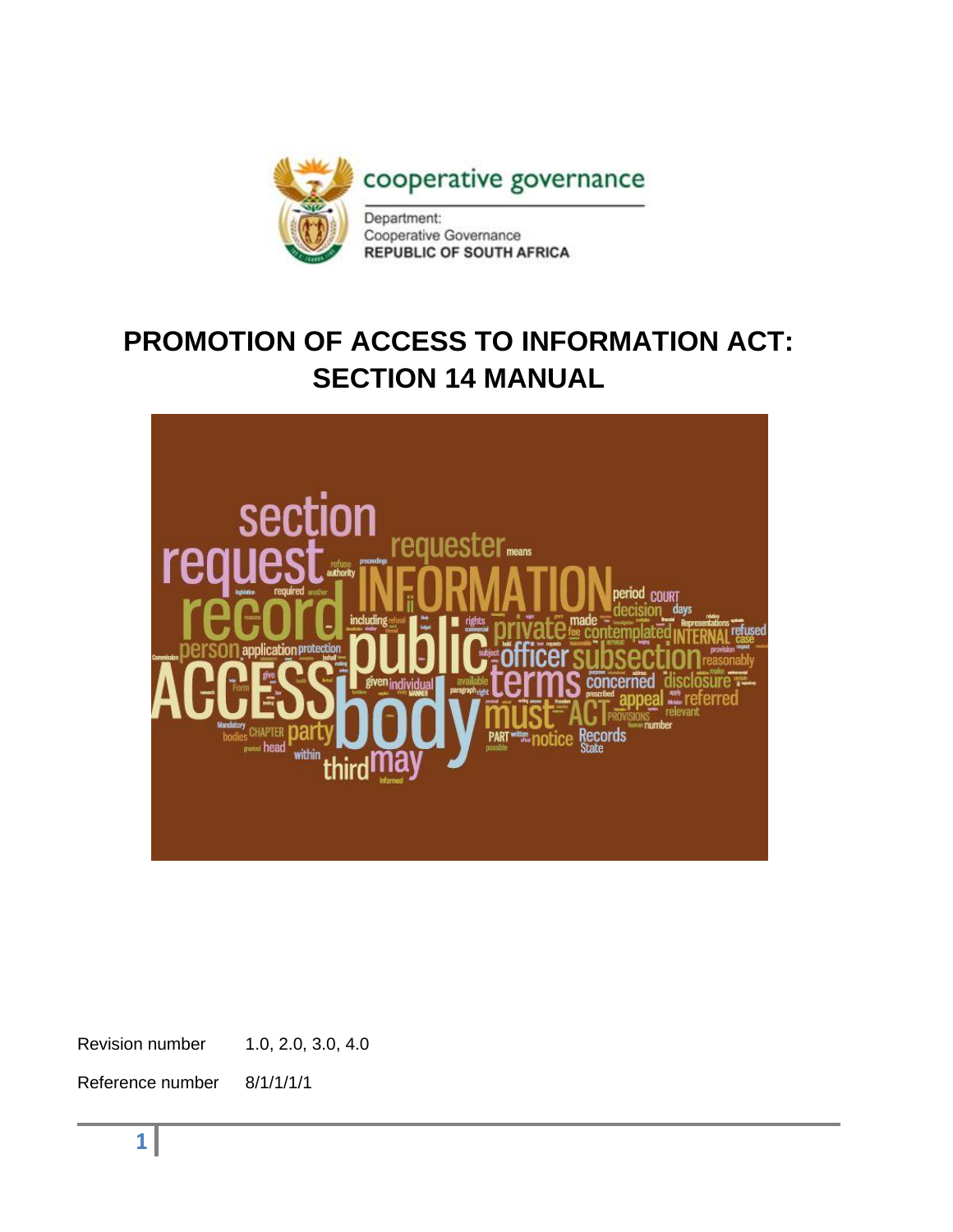cooperative governance

Department:
Cooperative Governance
REPUBLIC OF SOUTH AFRICA

# PROMOTION OF ACCESS TO INFORMATION ACT: SECTION 14 MANUAL

Revision number 1.0, 2.0, 3.0, 4.0

Reference number 8/1/1/1/1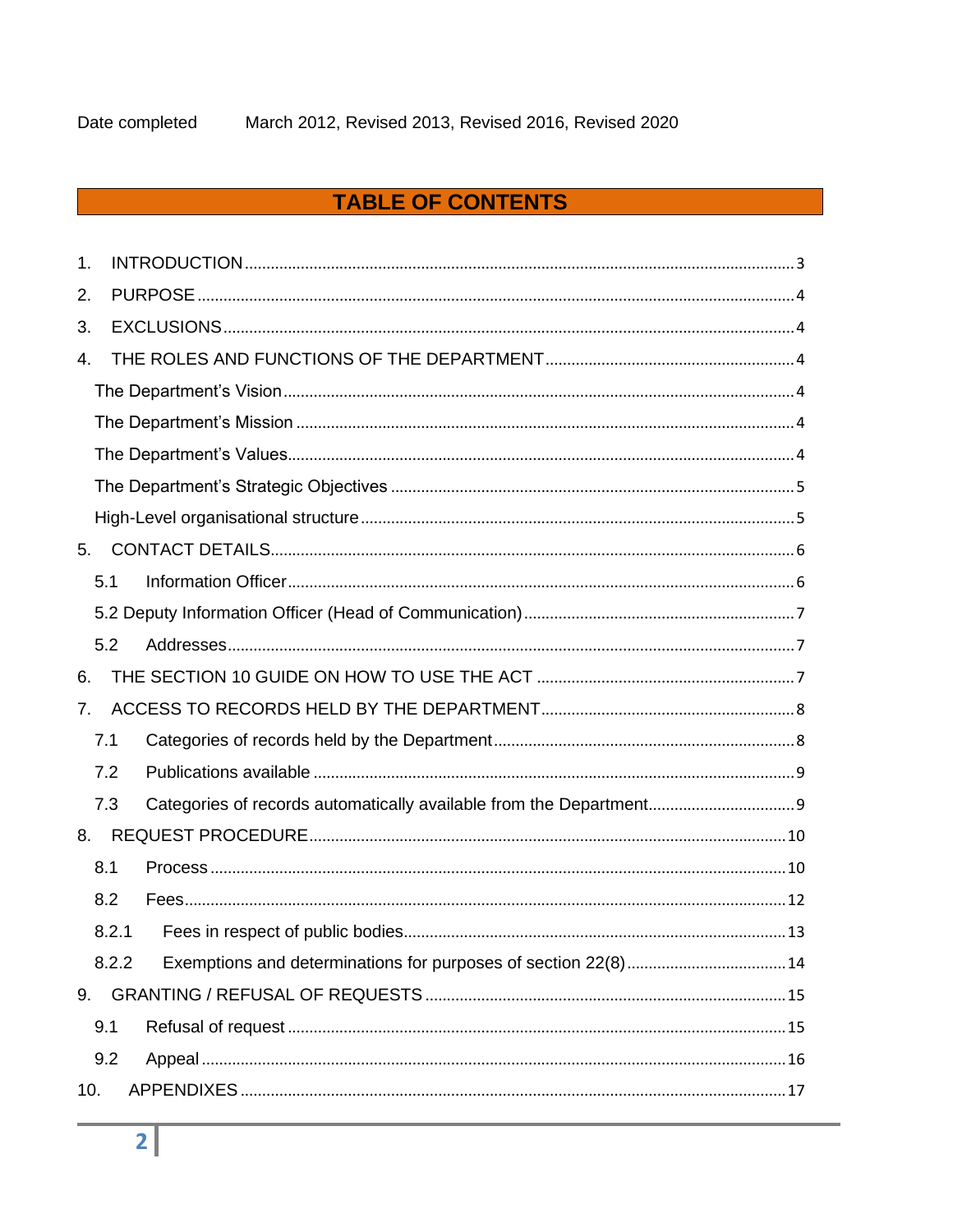Date completed March 2012, Revised 2013, Revised 2016, Revised 2020

# TABLE OF CONTENTS

1. INTRODUCTION ..... 3
2. PURPOSE ..... 4
3. EXCLUSIONS ..... 4
4. THE ROLES AND FUNCTIONS OF THE DEPARTMENT ..... 4
   - The Department's Vision ..... 4
   - The Department's Mission ..... 4
   - The Department's Values ..... 4
   - The Department's Strategic Objectives ..... 5
   - High-Level organisational structure ..... 5
5. CONTACT DETAILS ..... 6
   - 5.1 Information Officer ..... 6
   - 5.2 Deputy Information Officer (Head of Communication) ..... 7
   - 5.2 Addresses ..... 7
6. THE SECTION 10 GUIDE ON HOW TO USE THE ACT ..... 7
7. ACCESS TO RECORDS HELD BY THE DEPARTMENT ..... 8
   - 7.1 Categories of records held by the Department ..... 8
   - 7.2 Publications available ..... 9
   - 7.3 Categories of records automatically available from the Department ..... 9
8. REQUEST PROCEDURE ..... 10
   - 8.1 Process ..... 10
   - 8.2 Fees ..... 12
   - 8.2.1 Fees in respect of public bodies ..... 13
   - 8.2.2 Exemptions and determinations for purposes of section 22(8) ..... 14
9. GRANTING / REFUSAL OF REQUESTS ..... 15
   - 9.1 Refusal of request ..... 15
   - 9.2 Appeal ..... 16
10. APPENDIXES ..... 17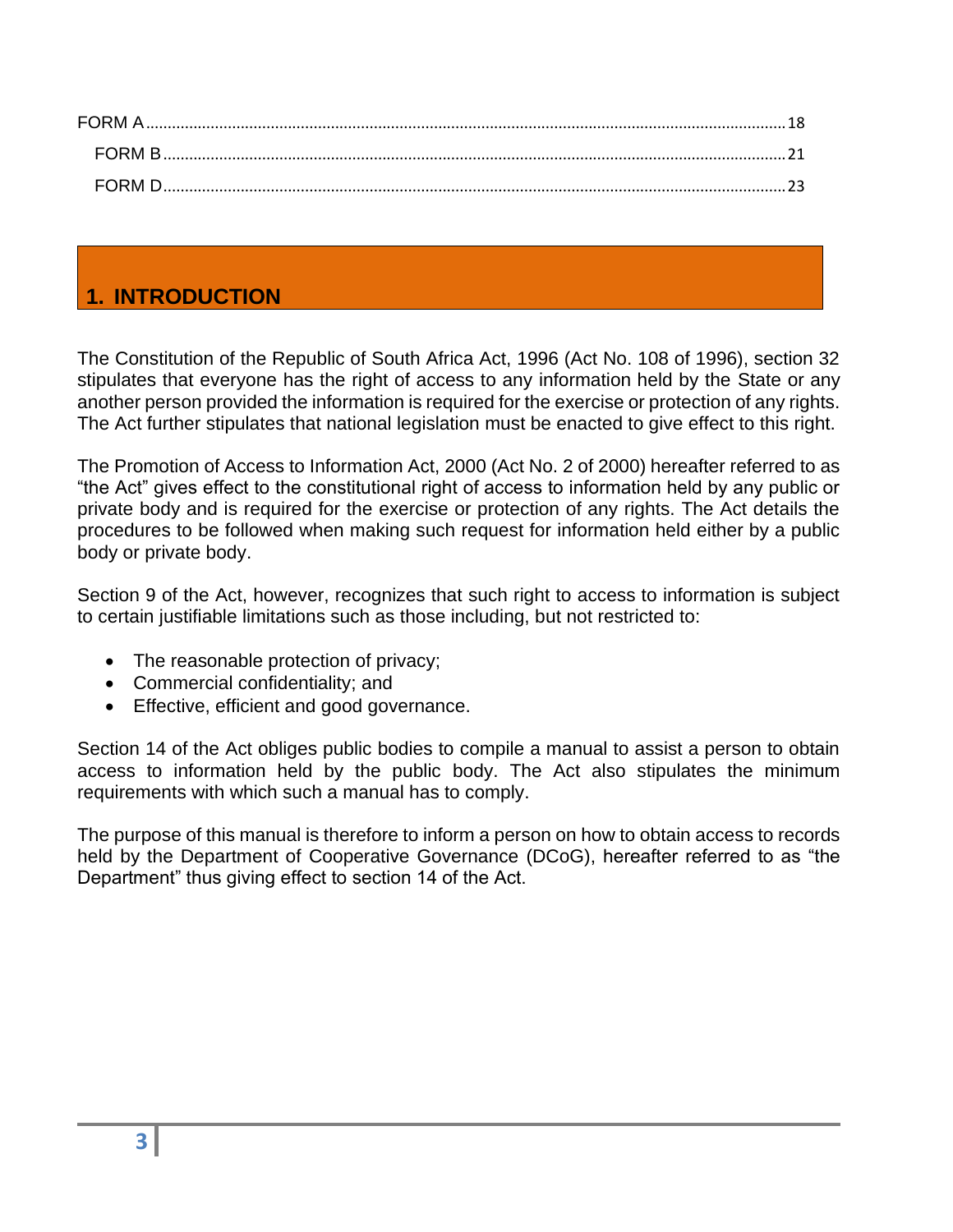FORM A .......... 18

FORM B .......... 21

FORM D .......... 23

# 1. INTRODUCTION

The Constitution of the Republic of South Africa Act, 1996 (Act No. 108 of 1996), section 32 stipulates that everyone has the right of access to any information held by the State or any another person provided the information is required for the exercise or protection of any rights. The Act further stipulates that national legislation must be enacted to give effect to this right.

The Promotion of Access to Information Act, 2000 (Act No. 2 of 2000) hereafter referred to as "the Act" gives effect to the constitutional right of access to information held by any public or private body and is required for the exercise or protection of any rights. The Act details the procedures to be followed when making such request for information held either by a public body or private body.

Section 9 of the Act, however, recognizes that such right to access to information is subject to certain justifiable limitations such as those including, but not restricted to:

- The reasonable protection of privacy;
- Commercial confidentiality; and
- Effective, efficient and good governance.

Section 14 of the Act obliges public bodies to compile a manual to assist a person to obtain access to information held by the public body. The Act also stipulates the minimum requirements with which such a manual has to comply.

The purpose of this manual is therefore to inform a person on how to obtain access to records held by the Department of Cooperative Governance (DCoG), hereafter referred to as "the Department" thus giving effect to section 14 of the Act.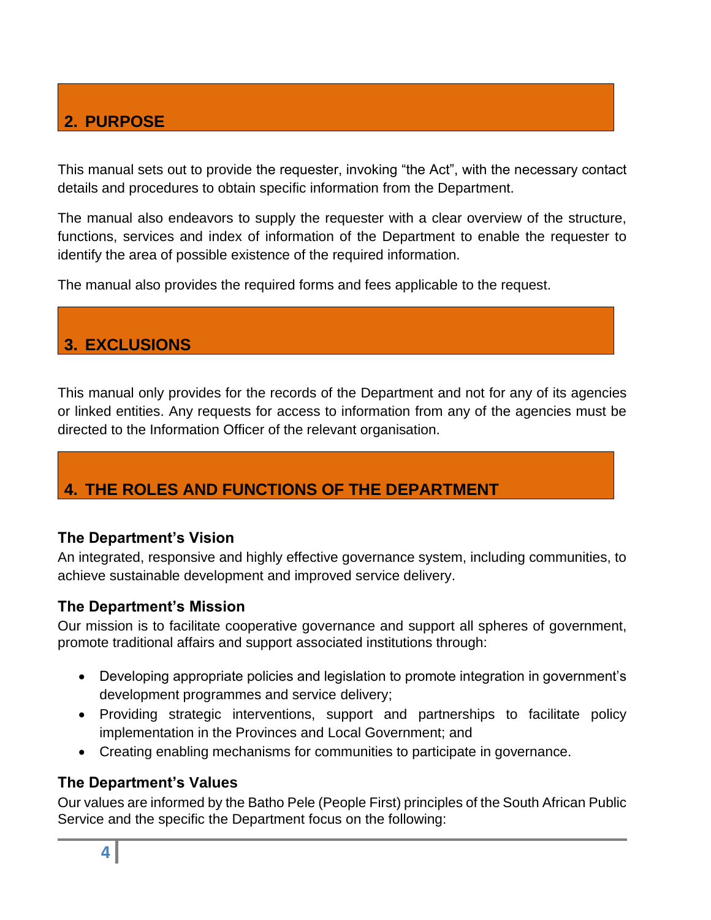## 2. PURPOSE

This manual sets out to provide the requester, invoking "the Act", with the necessary contact details and procedures to obtain specific information from the Department.

The manual also endeavors to supply the requester with a clear overview of the structure, functions, services and index of information of the Department to enable the requester to identify the area of possible existence of the required information.

The manual also provides the required forms and fees applicable to the request.

## 3. EXCLUSIONS

This manual only provides for the records of the Department and not for any of its agencies or linked entities. Any requests for access to information from any of the agencies must be directed to the Information Officer of the relevant organisation.

## 4. THE ROLES AND FUNCTIONS OF THE DEPARTMENT

### The Department's Vision

An integrated, responsive and highly effective governance system, including communities, to achieve sustainable development and improved service delivery.

### The Department's Mission

Our mission is to facilitate cooperative governance and support all spheres of government, promote traditional affairs and support associated institutions through:

- Developing appropriate policies and legislation to promote integration in government's development programmes and service delivery;
- Providing strategic interventions, support and partnerships to facilitate policy implementation in the Provinces and Local Government; and
- Creating enabling mechanisms for communities to participate in governance.

### The Department's Values

Our values are informed by the Batho Pele (People First) principles of the South African Public Service and the specific the Department focus on the following: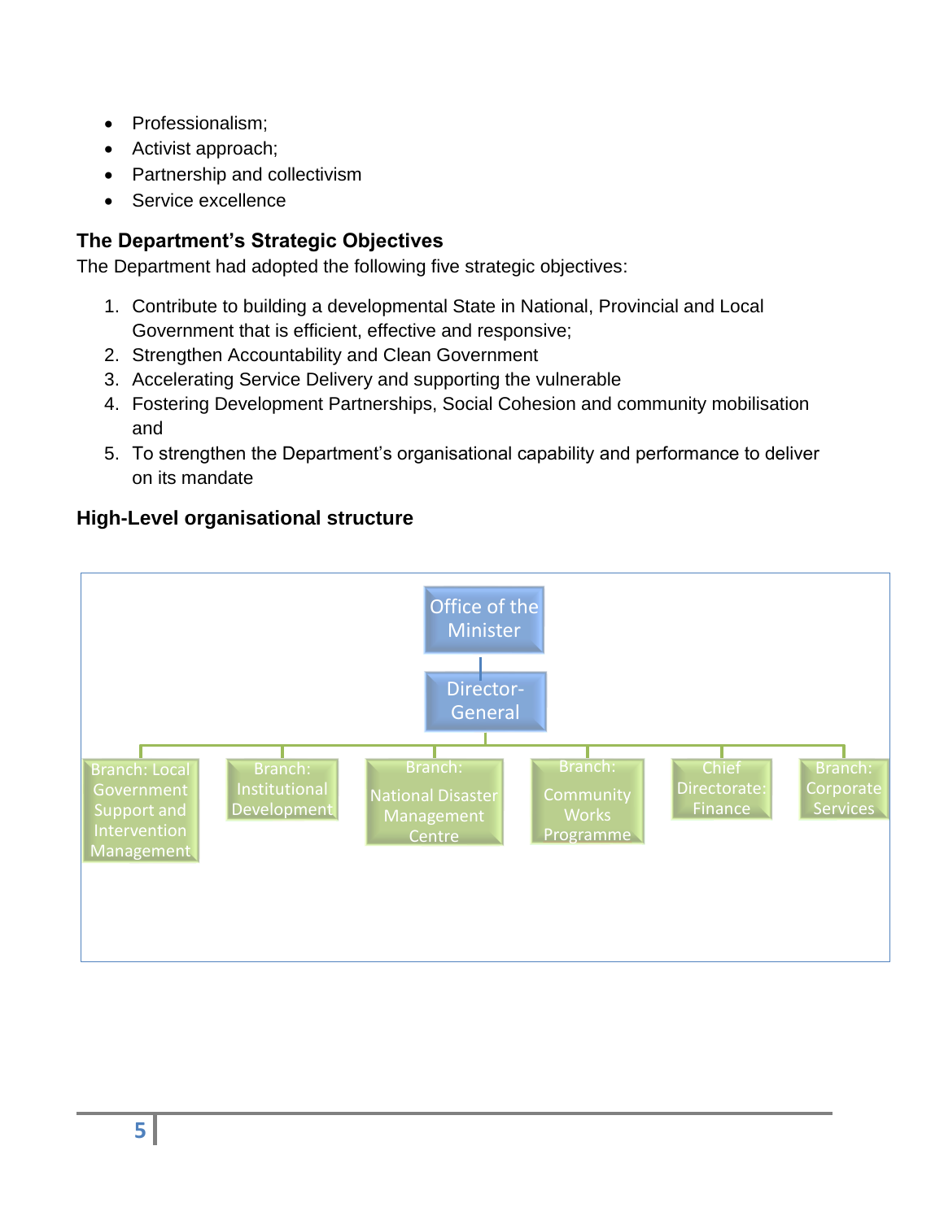- Professionalism;
- Activist approach;
- Partnership and collectivism
- Service excellence

## The Department's Strategic Objectives

The Department had adopted the following five strategic objectives:

1. Contribute to building a developmental State in National, Provincial and Local Government that is efficient, effective and responsive;
2. Strengthen Accountability and Clean Government
3. Accelerating Service Delivery and supporting the vulnerable
4. Fostering Development Partnerships, Social Cohesion and community mobilisation and
5. To strengthen the Department's organisational capability and performance to deliver on its mandate

## High-Level organisational structure

- Office of the Minister
  - Director-General
    - Branch: Local Government Support and Intervention Management
    - Branch: Institutional Development
    - Branch: National Disaster Management Centre
    - Branch: Community Works Programme
    - Chief Directorate: Finance
    - Branch: Corporate Services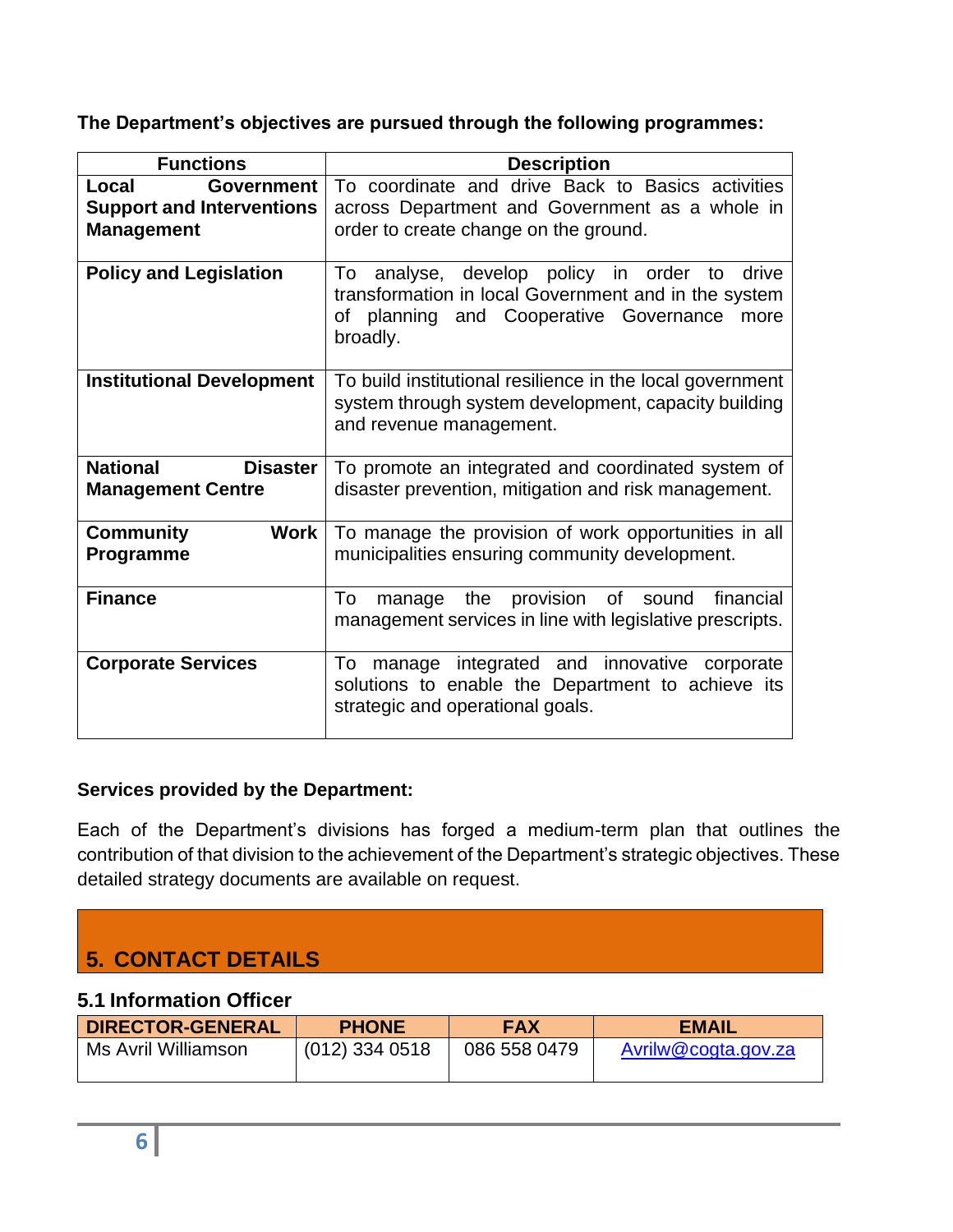**The Department's objectives are pursued through the following programmes:**

| Functions | Description |
|---|---|
| **Local Government Support and Interventions Management** | To coordinate and drive Back to Basics activities across Department and Government as a whole in order to create change on the ground. |
| **Policy and Legislation** | To analyse, develop policy in order to drive transformation in local Government and in the system of planning and Cooperative Governance more broadly. |
| **Institutional Development** | To build institutional resilience in the local government system through system development, capacity building and revenue management. |
| **National Disaster Management Centre** | To promote an integrated and coordinated system of disaster prevention, mitigation and risk management. |
| **Community Work Programme** | To manage the provision of work opportunities in all municipalities ensuring community development. |
| **Finance** | To manage the provision of sound financial management services in line with legislative prescripts. |
| **Corporate Services** | To manage integrated and innovative corporate solutions to enable the Department to achieve its strategic and operational goals. |

**Services provided by the Department:**

Each of the Department's divisions has forged a medium-term plan that outlines the contribution of that division to the achievement of the Department's strategic objectives. These detailed strategy documents are available on request.

## 5. CONTACT DETAILS

### 5.1 Information Officer

| DIRECTOR-GENERAL | PHONE | FAX | EMAIL |
|---|---|---|---|
| Ms Avril Williamson | (012) 334 0518 | 086 558 0479 | Avrilw@cogta.gov.za |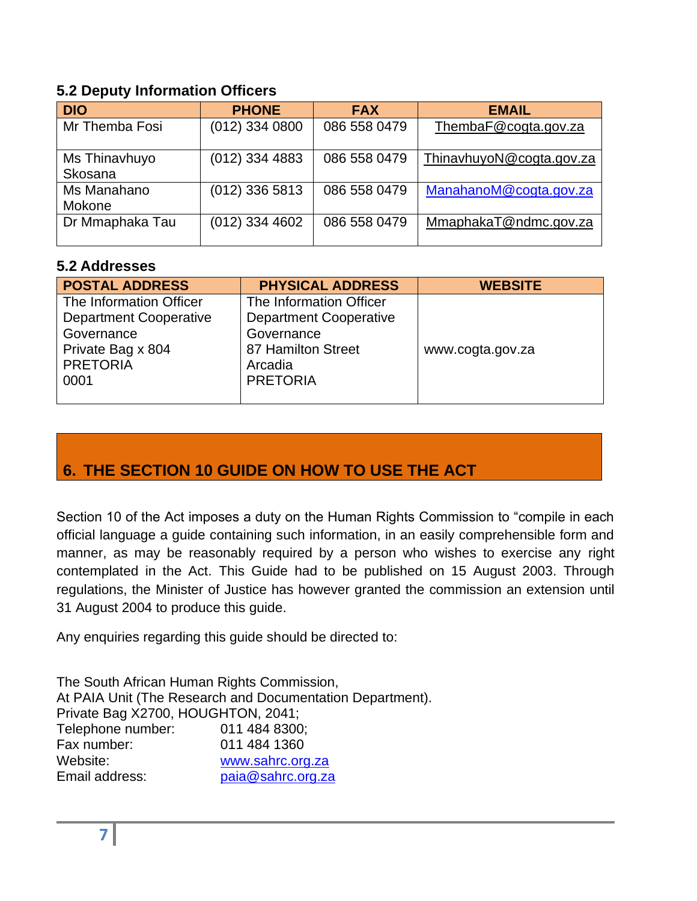### 5.2 Deputy Information Officers

| DIO | PHONE | FAX | EMAIL |
|---|---|---|---|
| Mr Themba Fosi | (012) 334 0800 | 086 558 0479 | ThembaF@cogta.gov.za |
| Ms Thinavhuyo Skosana | (012) 334 4883 | 086 558 0479 | ThinavhuyoN@cogta.gov.za |
| Ms Manahano Mokone | (012) 336 5813 | 086 558 0479 | ManahanoM@cogta.gov.za |
| Dr Mmaphaka Tau | (012) 334 4602 | 086 558 0479 | MmaphakaT@ndmc.gov.za |

### 5.2 Addresses

| POSTAL ADDRESS | PHYSICAL ADDRESS | WEBSITE |
|---|---|---|
| The Information Officer<br>Department Cooperative Governance<br>Private Bag x 804<br>PRETORIA<br>0001 | The Information Officer<br>Department Cooperative Governance<br>87 Hamilton Street<br>Arcadia<br>PRETORIA | www.cogta.gov.za |

## 6. THE SECTION 10 GUIDE ON HOW TO USE THE ACT

Section 10 of the Act imposes a duty on the Human Rights Commission to "compile in each official language a guide containing such information, in an easily comprehensible form and manner, as may be reasonably required by a person who wishes to exercise any right contemplated in the Act. This Guide had to be published on 15 August 2003. Through regulations, the Minister of Justice has however granted the commission an extension until 31 August 2004 to produce this guide.

Any enquiries regarding this guide should be directed to:

The South African Human Rights Commission,
At PAIA Unit (The Research and Documentation Department).
Private Bag X2700, HOUGHTON, 2041;
Telephone number: 011 484 8300;
Fax number: 011 484 1360
Website: www.sahrc.org.za
Email address: paia@sahrc.org.za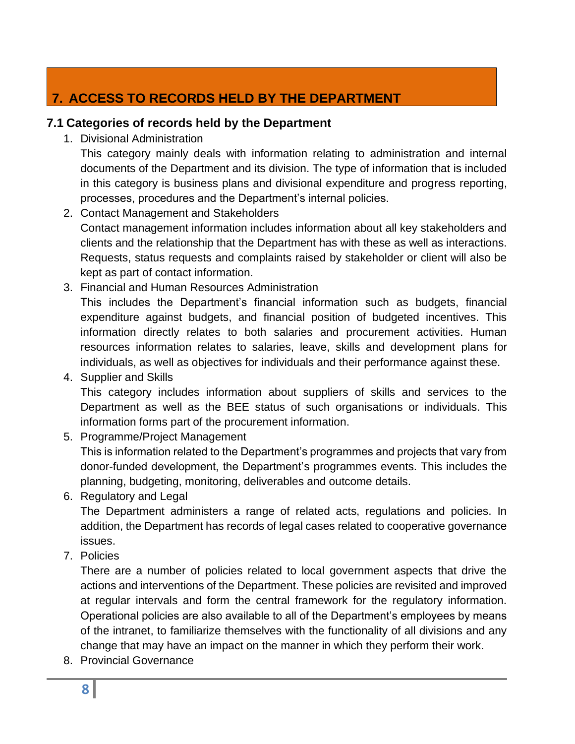## 7. ACCESS TO RECORDS HELD BY THE DEPARTMENT

### 7.1 Categories of records held by the Department

1. Divisional Administration
   This category mainly deals with information relating to administration and internal documents of the Department and its division. The type of information that is included in this category is business plans and divisional expenditure and progress reporting, processes, procedures and the Department's internal policies.
2. Contact Management and Stakeholders
   Contact management information includes information about all key stakeholders and clients and the relationship that the Department has with these as well as interactions. Requests, status requests and complaints raised by stakeholder or client will also be kept as part of contact information.
3. Financial and Human Resources Administration
   This includes the Department's financial information such as budgets, financial expenditure against budgets, and financial position of budgeted incentives. This information directly relates to both salaries and procurement activities. Human resources information relates to salaries, leave, skills and development plans for individuals, as well as objectives for individuals and their performance against these.
4. Supplier and Skills
   This category includes information about suppliers of skills and services to the Department as well as the BEE status of such organisations or individuals. This information forms part of the procurement information.
5. Programme/Project Management
   This is information related to the Department's programmes and projects that vary from donor-funded development, the Department's programmes events. This includes the planning, budgeting, monitoring, deliverables and outcome details.
6. Regulatory and Legal
   The Department administers a range of related acts, regulations and policies. In addition, the Department has records of legal cases related to cooperative governance issues.
7. Policies
   There are a number of policies related to local government aspects that drive the actions and interventions of the Department. These policies are revisited and improved at regular intervals and form the central framework for the regulatory information. Operational policies are also available to all of the Department's employees by means of the intranet, to familiarize themselves with the functionality of all divisions and any change that may have an impact on the manner in which they perform their work.
8. Provincial Governance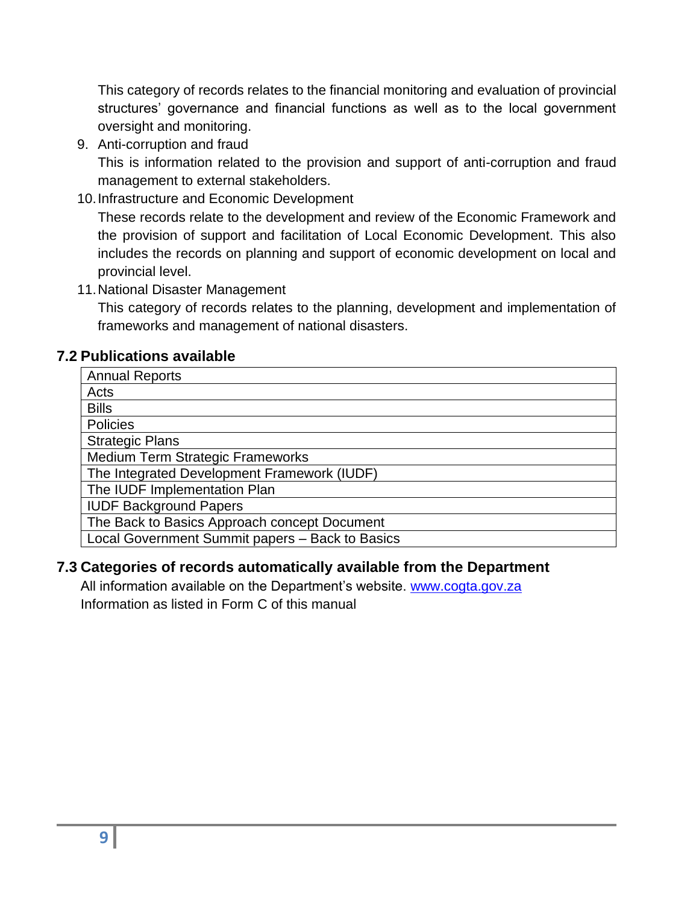This category of records relates to the financial monitoring and evaluation of provincial structures' governance and financial functions as well as to the local government oversight and monitoring.

9. Anti-corruption and fraud

   This is information related to the provision and support of anti-corruption and fraud management to external stakeholders.

10. Infrastructure and Economic Development

    These records relate to the development and review of the Economic Framework and the provision of support and facilitation of Local Economic Development. This also includes the records on planning and support of economic development on local and provincial level.

11. National Disaster Management

    This category of records relates to the planning, development and implementation of frameworks and management of national disasters.

### 7.2 Publications available

| Annual Reports |
|---|
| Acts |
| Bills |
| Policies |
| Strategic Plans |
| Medium Term Strategic Frameworks |
| The Integrated Development Framework (IUDF) |
| The IUDF Implementation Plan |
| IUDF Background Papers |
| The Back to Basics Approach concept Document |
| Local Government Summit papers – Back to Basics |

### 7.3 Categories of records automatically available from the Department

All information available on the Department's website. www.cogta.gov.za
Information as listed in Form C of this manual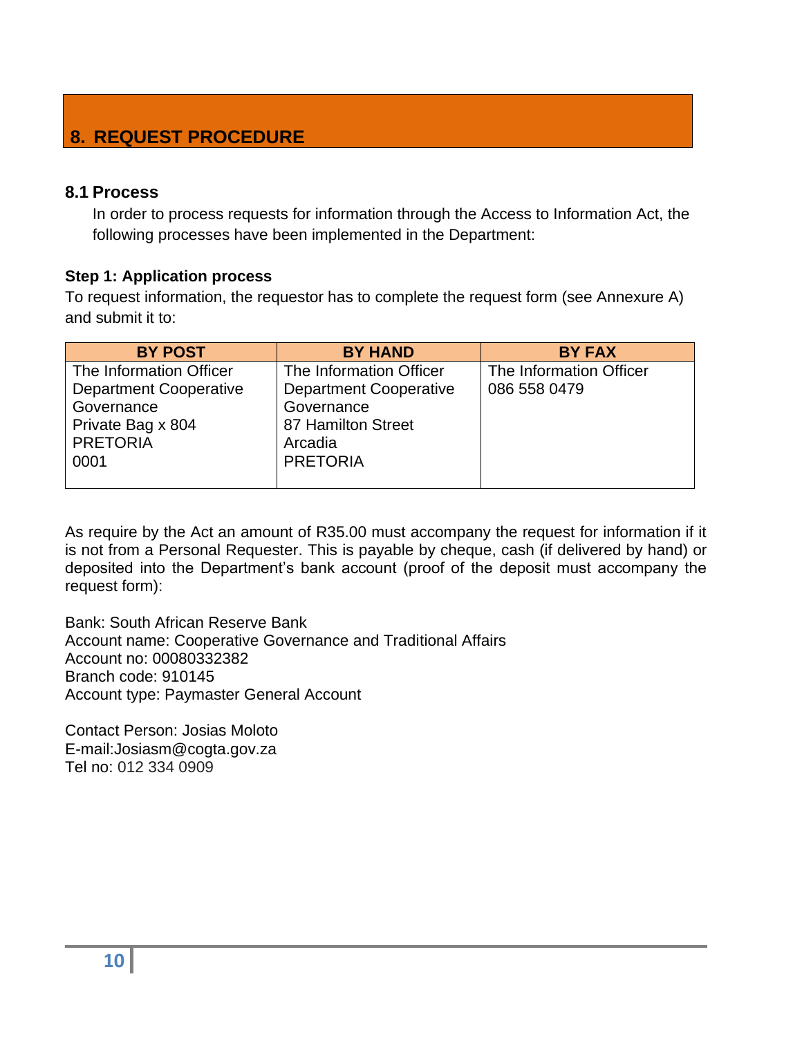## 8. REQUEST PROCEDURE

### 8.1 Process

In order to process requests for information through the Access to Information Act, the following processes have been implemented in the Department:

**Step 1: Application process**

To request information, the requestor has to complete the request form (see Annexure A) and submit it to:

| BY POST | BY HAND | BY FAX |
|---|---|---|
| The Information Officer<br>Department Cooperative Governance<br>Private Bag x 804<br>PRETORIA<br>0001 | The Information Officer<br>Department Cooperative Governance<br>87 Hamilton Street<br>Arcadia<br>PRETORIA | The Information Officer<br>086 558 0479 |

As require by the Act an amount of R35.00 must accompany the request for information if it is not from a Personal Requester. This is payable by cheque, cash (if delivered by hand) or deposited into the Department's bank account (proof of the deposit must accompany the request form):

Bank: South African Reserve Bank
Account name: Cooperative Governance and Traditional Affairs
Account no: 00080332382
Branch code: 910145
Account type: Paymaster General Account

Contact Person: Josias Moloto
E-mail:Josiasm@cogta.gov.za
Tel no: 012 334 0909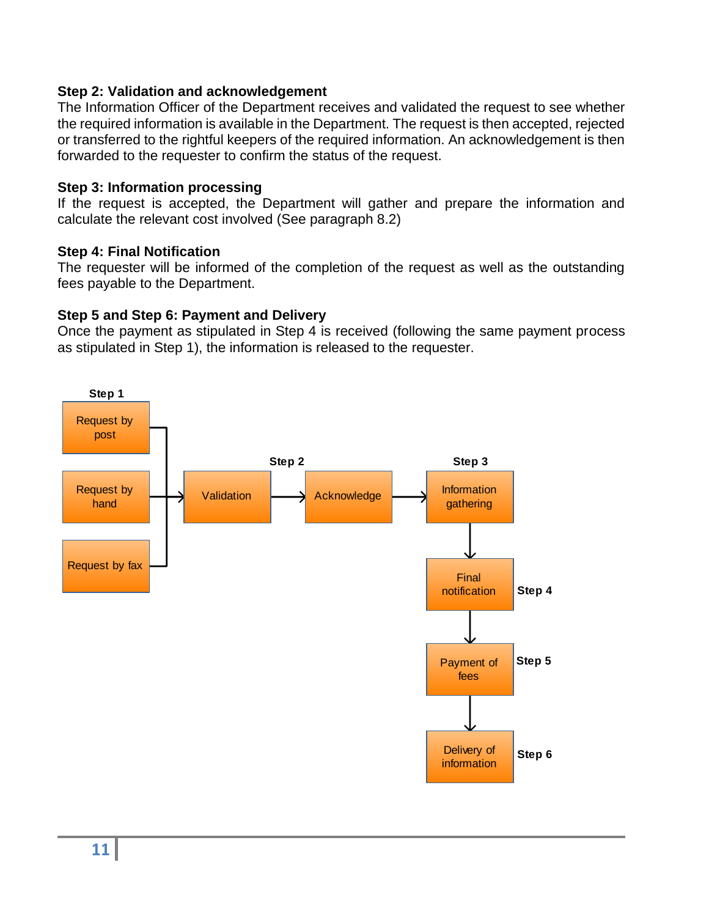**Step 2: Validation and acknowledgement**

The Information Officer of the Department receives and validated the request to see whether the required information is available in the Department. The request is then accepted, rejected or transferred to the rightful keepers of the required information. An acknowledgement is then forwarded to the requester to confirm the status of the request.

**Step 3: Information processing**

If the request is accepted, the Department will gather and prepare the information and calculate the relevant cost involved (See paragraph 8.2)

**Step 4: Final Notification**

The requester will be informed of the completion of the request as well as the outstanding fees payable to the Department.

**Step 5 and Step 6: Payment and Delivery**

Once the payment as stipulated in Step 4 is received (following the same payment process as stipulated in Step 1), the information is released to the requester.

**Step 1**
- Request by post
- Request by hand
- Request by fax

→ **Step 2**: Validation → Acknowledge

→ **Step 3**: Information gathering

→ **Step 4**: Final notification

→ **Step 5**: Payment of fees

→ **Step 6**: Delivery of information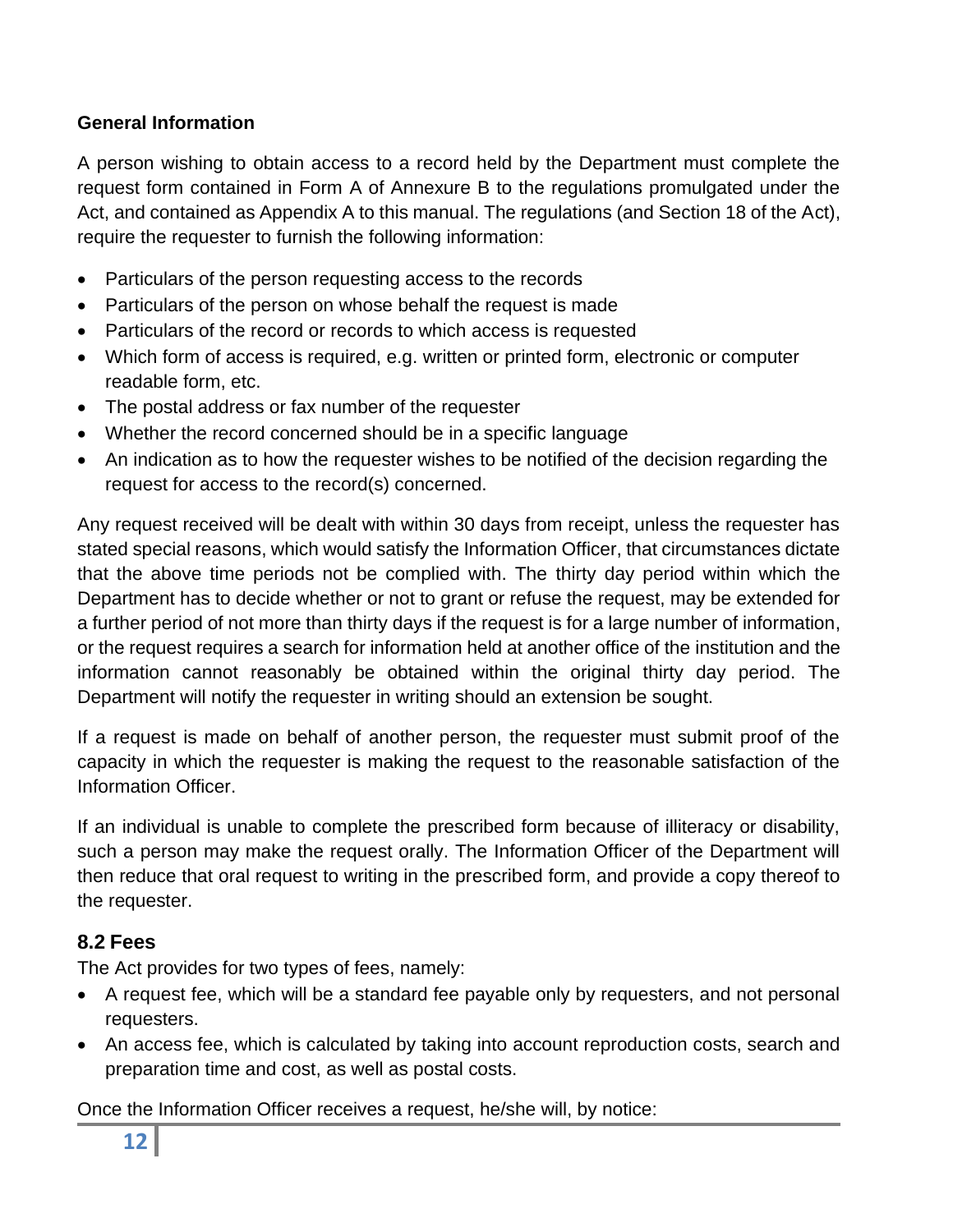**General Information**

A person wishing to obtain access to a record held by the Department must complete the request form contained in Form A of Annexure B to the regulations promulgated under the Act, and contained as Appendix A to this manual. The regulations (and Section 18 of the Act), require the requester to furnish the following information:

- Particulars of the person requesting access to the records
- Particulars of the person on whose behalf the request is made
- Particulars of the record or records to which access is requested
- Which form of access is required, e.g. written or printed form, electronic or computer readable form, etc.
- The postal address or fax number of the requester
- Whether the record concerned should be in a specific language
- An indication as to how the requester wishes to be notified of the decision regarding the request for access to the record(s) concerned.

Any request received will be dealt with within 30 days from receipt, unless the requester has stated special reasons, which would satisfy the Information Officer, that circumstances dictate that the above time periods not be complied with. The thirty day period within which the Department has to decide whether or not to grant or refuse the request, may be extended for a further period of not more than thirty days if the request is for a large number of information, or the request requires a search for information held at another office of the institution and the information cannot reasonably be obtained within the original thirty day period. The Department will notify the requester in writing should an extension be sought.

If a request is made on behalf of another person, the requester must submit proof of the capacity in which the requester is making the request to the reasonable satisfaction of the Information Officer.

If an individual is unable to complete the prescribed form because of illiteracy or disability, such a person may make the request orally. The Information Officer of the Department will then reduce that oral request to writing in the prescribed form, and provide a copy thereof to the requester.

## 8.2 Fees

The Act provides for two types of fees, namely:

- A request fee, which will be a standard fee payable only by requesters, and not personal requesters.
- An access fee, which is calculated by taking into account reproduction costs, search and preparation time and cost, as well as postal costs.

Once the Information Officer receives a request, he/she will, by notice: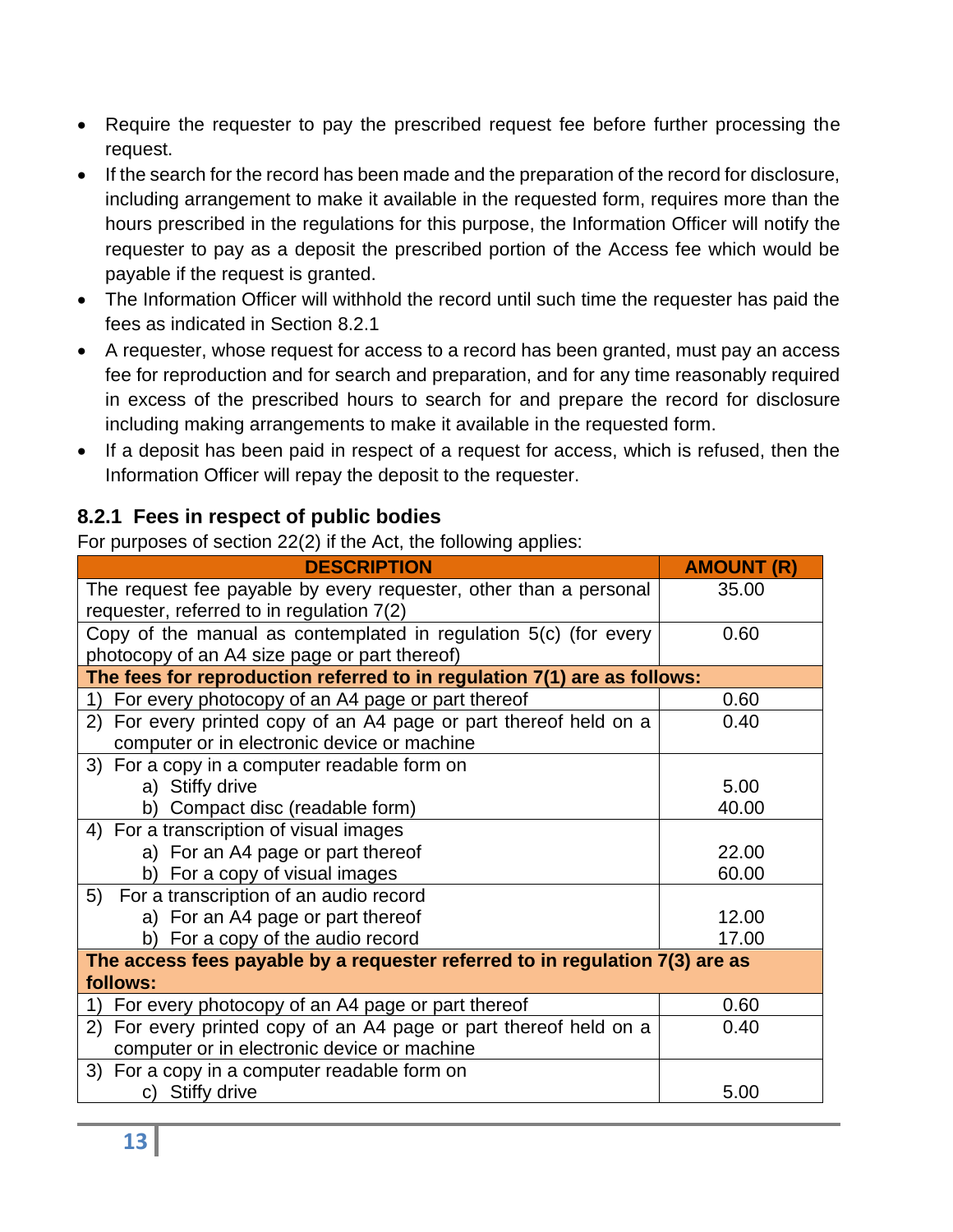- Require the requester to pay the prescribed request fee before further processing the request.
- If the search for the record has been made and the preparation of the record for disclosure, including arrangement to make it available in the requested form, requires more than the hours prescribed in the regulations for this purpose, the Information Officer will notify the requester to pay as a deposit the prescribed portion of the Access fee which would be payable if the request is granted.
- The Information Officer will withhold the record until such time the requester has paid the fees as indicated in Section 8.2.1
- A requester, whose request for access to a record has been granted, must pay an access fee for reproduction and for search and preparation, and for any time reasonably required in excess of the prescribed hours to search for and prepare the record for disclosure including making arrangements to make it available in the requested form.
- If a deposit has been paid in respect of a request for access, which is refused, then the Information Officer will repay the deposit to the requester.

### 8.2.1 Fees in respect of public bodies

For purposes of section 22(2) if the Act, the following applies:

| DESCRIPTION | AMOUNT (R) |
|---|---|
| The request fee payable by every requester, other than a personal requester, referred to in regulation 7(2) | 35.00 |
| Copy of the manual as contemplated in regulation 5(c) (for every photocopy of an A4 size page or part thereof) | 0.60 |
| **The fees for reproduction referred to in regulation 7(1) are as follows:** | |
| 1) For every photocopy of an A4 page or part thereof | 0.60 |
| 2) For every printed copy of an A4 page or part thereof held on a computer or in electronic device or machine | 0.40 |
| 3) For a copy in a computer readable form on | |
| a) Stiffy drive | 5.00 |
| b) Compact disc (readable form) | 40.00 |
| 4) For a transcription of visual images | |
| a) For an A4 page or part thereof | 22.00 |
| b) For a copy of visual images | 60.00 |
| 5) For a transcription of an audio record | |
| a) For an A4 page or part thereof | 12.00 |
| b) For a copy of the audio record | 17.00 |
| **The access fees payable by a requester referred to in regulation 7(3) are as follows:** | |
| 1) For every photocopy of an A4 page or part thereof | 0.60 |
| 2) For every printed copy of an A4 page or part thereof held on a computer or in electronic device or machine | 0.40 |
| 3) For a copy in a computer readable form on | |
| c) Stiffy drive | 5.00 |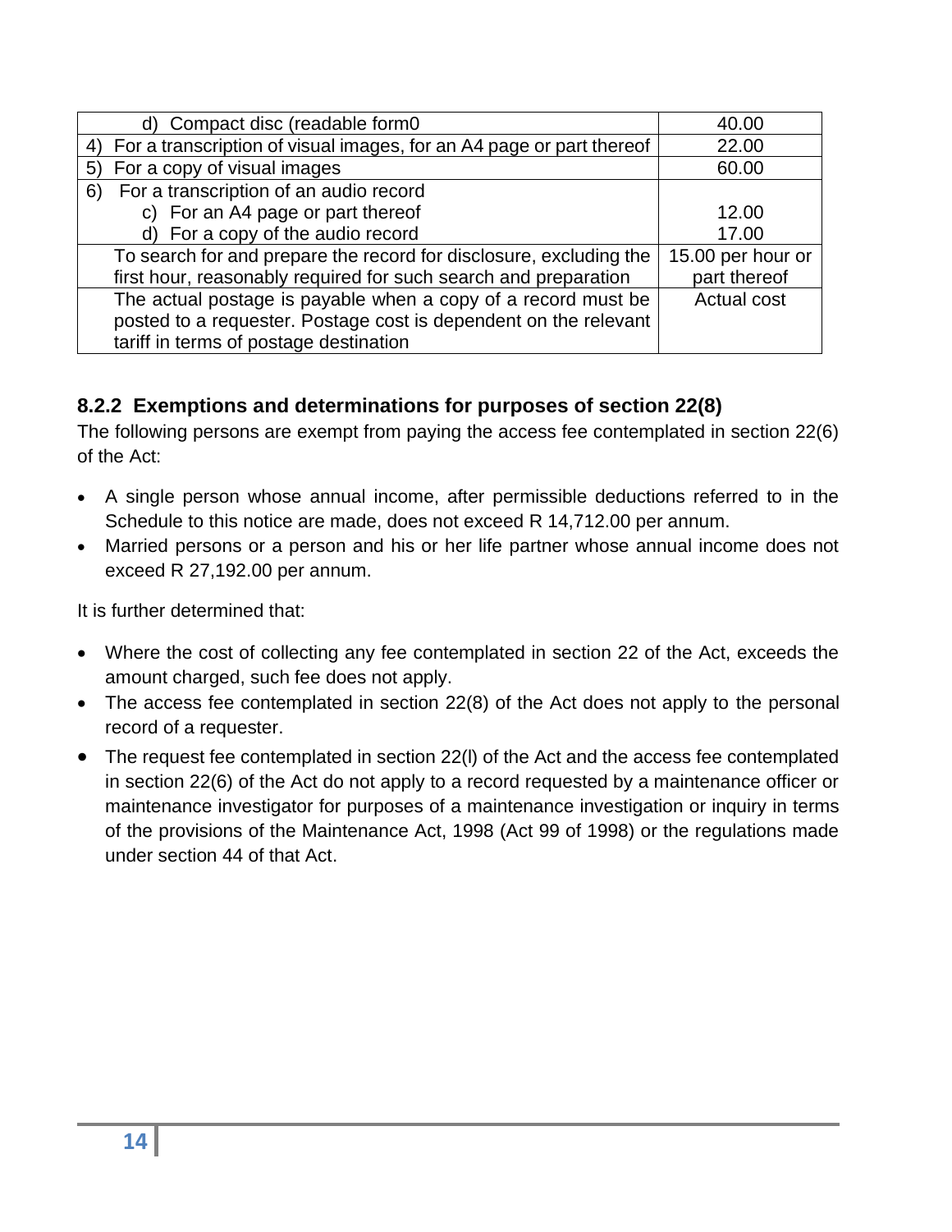| | |
|---|---|
| d) Compact disc (readable form0 | 40.00 |
| 4) For a transcription of visual images, for an A4 page or part thereof | 22.00 |
| 5) For a copy of visual images | 60.00 |
| 6) For a transcription of an audio record<br>c) For an A4 page or part thereof<br>d) For a copy of the audio record | <br>12.00<br>17.00 |
| To search for and prepare the record for disclosure, excluding the first hour, reasonably required for such search and preparation | 15.00 per hour or part thereof |
| The actual postage is payable when a copy of a record must be posted to a requester. Postage cost is dependent on the relevant tariff in terms of postage destination | Actual cost |

### 8.2.2 Exemptions and determinations for purposes of section 22(8)

The following persons are exempt from paying the access fee contemplated in section 22(6) of the Act:

- A single person whose annual income, after permissible deductions referred to in the Schedule to this notice are made, does not exceed R 14,712.00 per annum.
- Married persons or a person and his or her life partner whose annual income does not exceed R 27,192.00 per annum.

It is further determined that:

- Where the cost of collecting any fee contemplated in section 22 of the Act, exceeds the amount charged, such fee does not apply.
- The access fee contemplated in section 22(8) of the Act does not apply to the personal record of a requester.
- The request fee contemplated in section 22(l) of the Act and the access fee contemplated in section 22(6) of the Act do not apply to a record requested by a maintenance officer or maintenance investigator for purposes of a maintenance investigation or inquiry in terms of the provisions of the Maintenance Act, 1998 (Act 99 of 1998) or the regulations made under section 44 of that Act.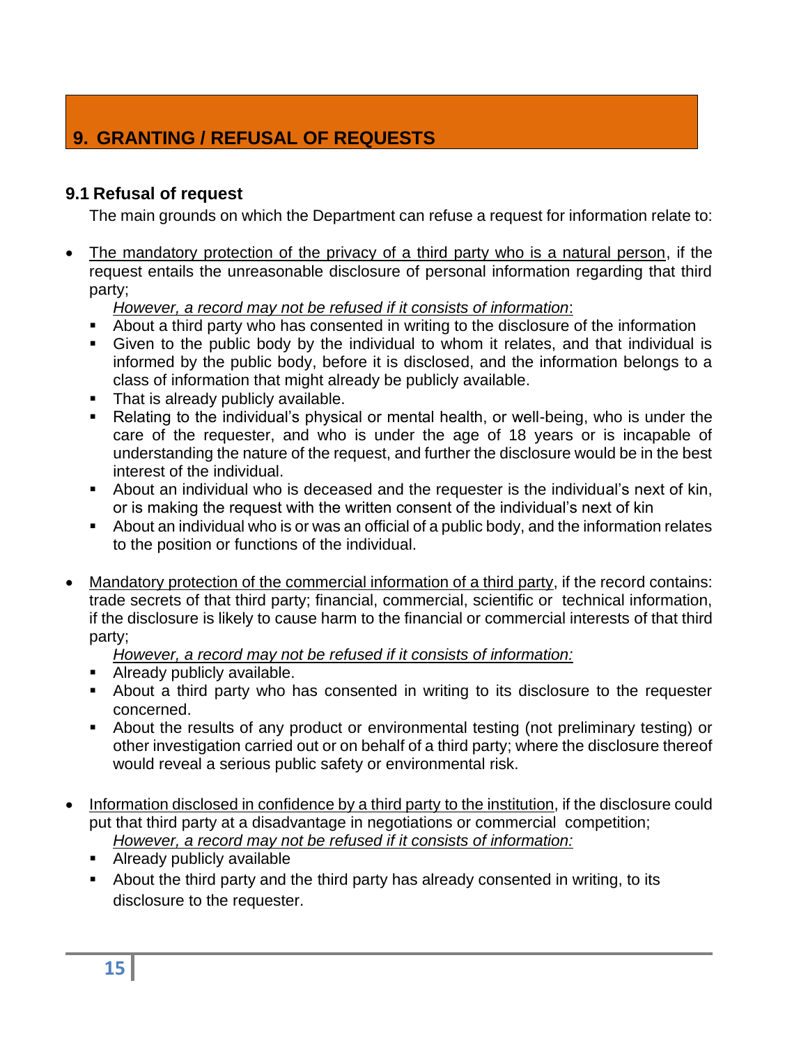## 9. GRANTING / REFUSAL OF REQUESTS

### 9.1 Refusal of request

The main grounds on which the Department can refuse a request for information relate to:

- The mandatory protection of the privacy of a third party who is a natural person, if the request entails the unreasonable disclosure of personal information regarding that third party;

  *However, a record may not be refused if it consists of information*:
  - About a third party who has consented in writing to the disclosure of the information
  - Given to the public body by the individual to whom it relates, and that individual is informed by the public body, before it is disclosed, and the information belongs to a class of information that might already be publicly available.
  - That is already publicly available.
  - Relating to the individual's physical or mental health, or well-being, who is under the care of the requester, and who is under the age of 18 years or is incapable of understanding the nature of the request, and further the disclosure would be in the best interest of the individual.
  - About an individual who is deceased and the requester is the individual's next of kin, or is making the request with the written consent of the individual's next of kin
  - About an individual who is or was an official of a public body, and the information relates to the position or functions of the individual.

- Mandatory protection of the commercial information of a third party, if the record contains: trade secrets of that third party; financial, commercial, scientific or technical information, if the disclosure is likely to cause harm to the financial or commercial interests of that third party;

  *However, a record may not be refused if it consists of information:*
  - Already publicly available.
  - About a third party who has consented in writing to its disclosure to the requester concerned.
  - About the results of any product or environmental testing (not preliminary testing) or other investigation carried out or on behalf of a third party; where the disclosure thereof would reveal a serious public safety or environmental risk.

- Information disclosed in confidence by a third party to the institution, if the disclosure could put that third party at a disadvantage in negotiations or commercial competition;

  *However, a record may not be refused if it consists of information:*
  - Already publicly available
  - About the third party and the third party has already consented in writing, to its disclosure to the requester.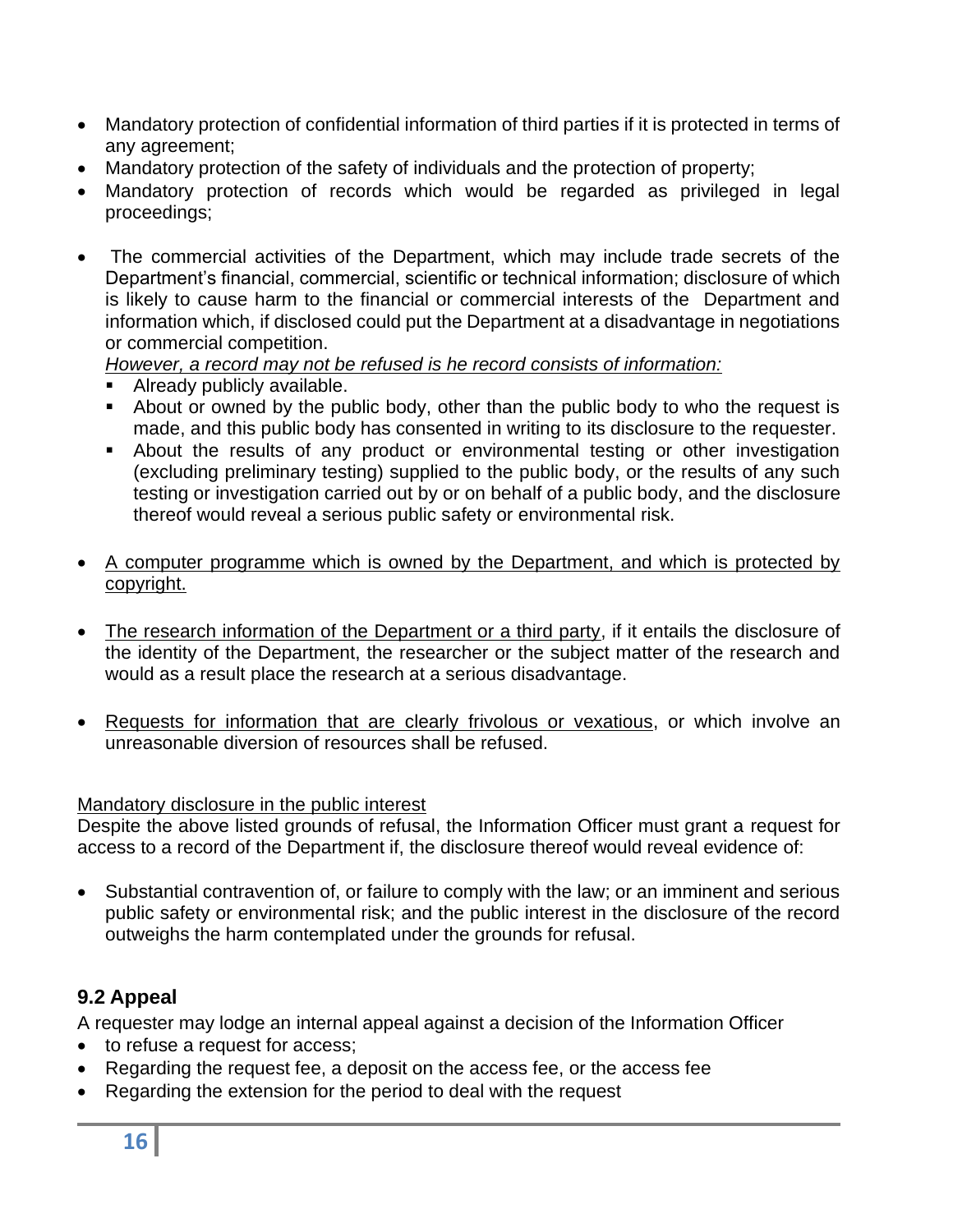- Mandatory protection of confidential information of third parties if it is protected in terms of any agreement;
- Mandatory protection of the safety of individuals and the protection of property;
- Mandatory protection of records which would be regarded as privileged in legal proceedings;

- The commercial activities of the Department, which may include trade secrets of the Department's financial, commercial, scientific or technical information; disclosure of which is likely to cause harm to the financial or commercial interests of the Department and information which, if disclosed could put the Department at a disadvantage in negotiations or commercial competition.

  <u>*However, a record may not be refused is he record consists of information:*</u>
  - Already publicly available.
  - About or owned by the public body, other than the public body to who the request is made, and this public body has consented in writing to its disclosure to the requester.
  - About the results of any product or environmental testing or other investigation (excluding preliminary testing) supplied to the public body, or the results of any such testing or investigation carried out by or on behalf of a public body, and the disclosure thereof would reveal a serious public safety or environmental risk.

- <u>A computer programme which is owned by the Department, and which is protected by copyright.</u>

- <u>The research information of the Department or a third party</u>, if it entails the disclosure of the identity of the Department, the researcher or the subject matter of the research and would as a result place the research at a serious disadvantage.

- <u>Requests for information that are clearly frivolous or vexatious</u>, or which involve an unreasonable diversion of resources shall be refused.

<u>Mandatory disclosure in the public interest</u>

Despite the above listed grounds of refusal, the Information Officer must grant a request for access to a record of the Department if, the disclosure thereof would reveal evidence of:

- Substantial contravention of, or failure to comply with the law; or an imminent and serious public safety or environmental risk; and the public interest in the disclosure of the record outweighs the harm contemplated under the grounds for refusal.

## 9.2 Appeal

A requester may lodge an internal appeal against a decision of the Information Officer

- to refuse a request for access;
- Regarding the request fee, a deposit on the access fee, or the access fee
- Regarding the extension for the period to deal with the request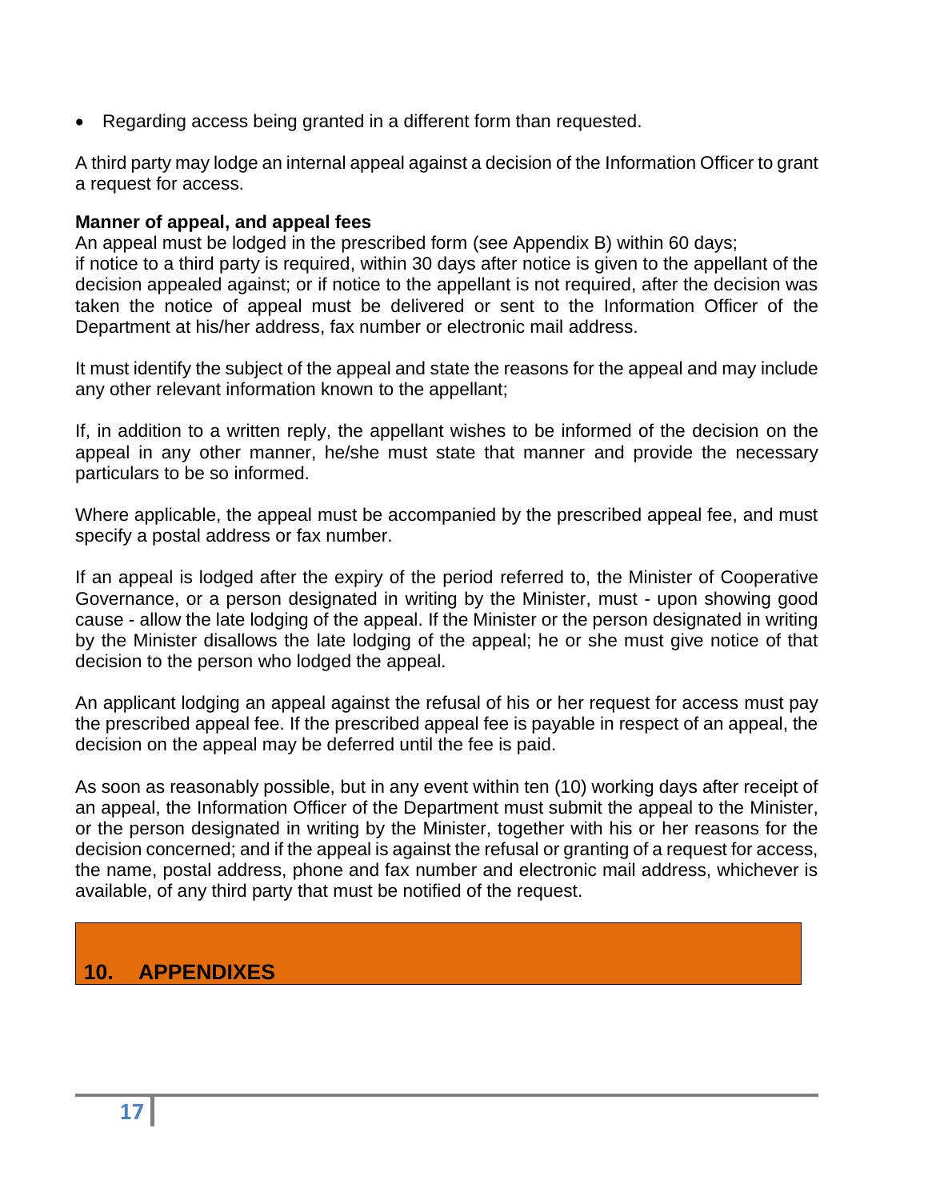- Regarding access being granted in a different form than requested.

A third party may lodge an internal appeal against a decision of the Information Officer to grant a request for access.

**Manner of appeal, and appeal fees**

An appeal must be lodged in the prescribed form (see Appendix B) within 60 days;
if notice to a third party is required, within 30 days after notice is given to the appellant of the decision appealed against; or if notice to the appellant is not required, after the decision was taken the notice of appeal must be delivered or sent to the Information Officer of the Department at his/her address, fax number or electronic mail address.

It must identify the subject of the appeal and state the reasons for the appeal and may include any other relevant information known to the appellant;

If, in addition to a written reply, the appellant wishes to be informed of the decision on the appeal in any other manner, he/she must state that manner and provide the necessary particulars to be so informed.

Where applicable, the appeal must be accompanied by the prescribed appeal fee, and must specify a postal address or fax number.

If an appeal is lodged after the expiry of the period referred to, the Minister of Cooperative Governance, or a person designated in writing by the Minister, must - upon showing good cause - allow the late lodging of the appeal. If the Minister or the person designated in writing by the Minister disallows the late lodging of the appeal; he or she must give notice of that decision to the person who lodged the appeal.

An applicant lodging an appeal against the refusal of his or her request for access must pay the prescribed appeal fee. If the prescribed appeal fee is payable in respect of an appeal, the decision on the appeal may be deferred until the fee is paid.

As soon as reasonably possible, but in any event within ten (10) working days after receipt of an appeal, the Information Officer of the Department must submit the appeal to the Minister, or the person designated in writing by the Minister, together with his or her reasons for the decision concerned; and if the appeal is against the refusal or granting of a request for access, the name, postal address, phone and fax number and electronic mail address, whichever is available, of any third party that must be notified of the request.

## 10. APPENDIXES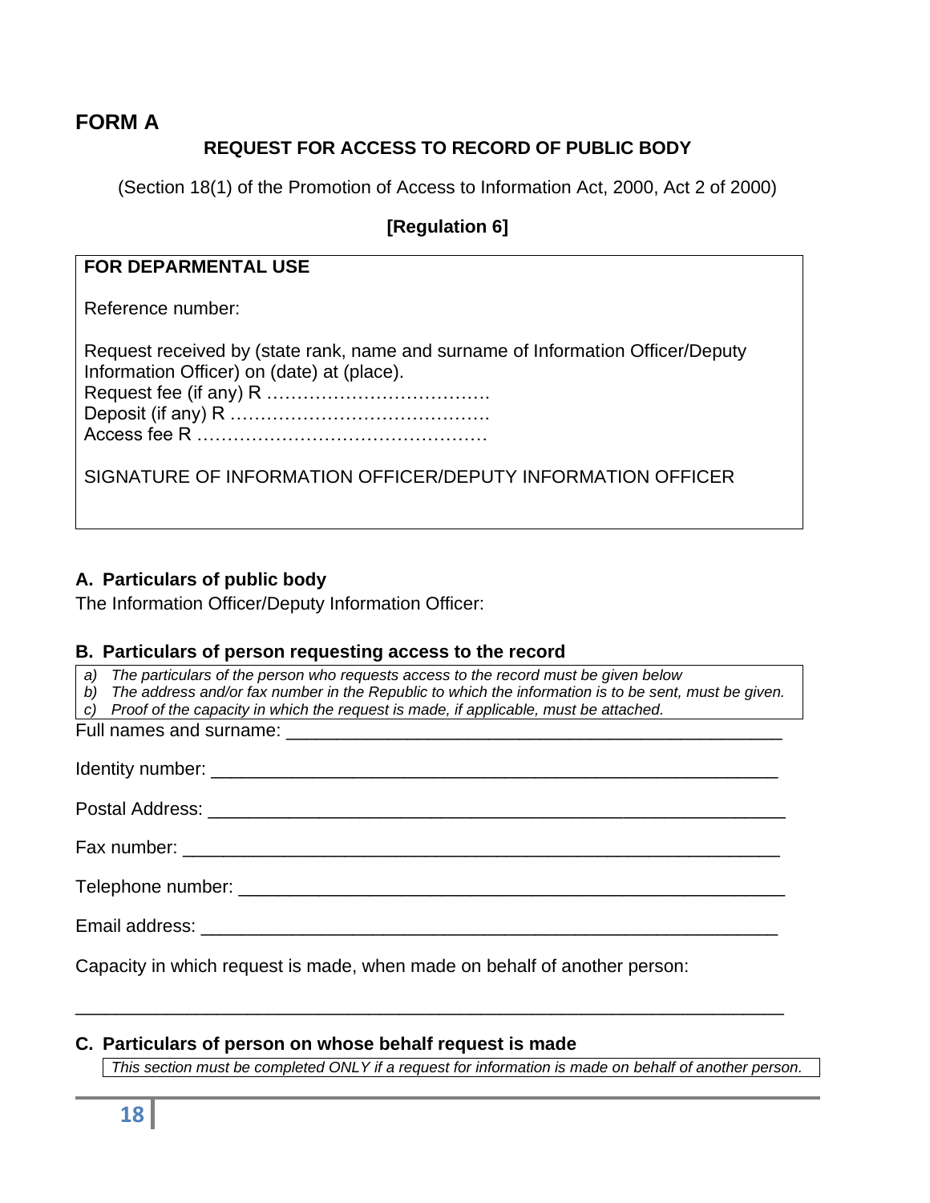## FORM A

**REQUEST FOR ACCESS TO RECORD OF PUBLIC BODY**

(Section 18(1) of the Promotion of Access to Information Act, 2000, Act 2 of 2000)

**[Regulation 6]**

| **FOR DEPARMENTAL USE**<br><br>Reference number:<br><br>Request received by (state rank, name and surname of Information Officer/Deputy Information Officer) on (date) at (place).<br>Request fee (if any) R ……………………………….<br>Deposit (if any) R …………………………………….<br>Access fee R …………………………………………<br><br>SIGNATURE OF INFORMATION OFFICER/DEPUTY INFORMATION OFFICER |
|---|

### A. Particulars of public body

The Information Officer/Deputy Information Officer:

### B. Particulars of person requesting access to the record

*a) The particulars of the person who requests access to the record must be given below*
*b) The address and/or fax number in the Republic to which the information is to be sent, must be given.*
*c) Proof of the capacity in which the request is made, if applicable, must be attached.*

Full names and surname: ___________________________________________________

Identity number: __________________________________________________________

Postal Address: ___________________________________________________________

Fax number: _____________________________________________________________

Telephone number: _______________________________________________________

Email address: ____________________________________________________________

Capacity in which request is made, when made on behalf of another person:

_________________________________________________________________________

### C. Particulars of person on whose behalf request is made

*This section must be completed ONLY if a request for information is made on behalf of another person.*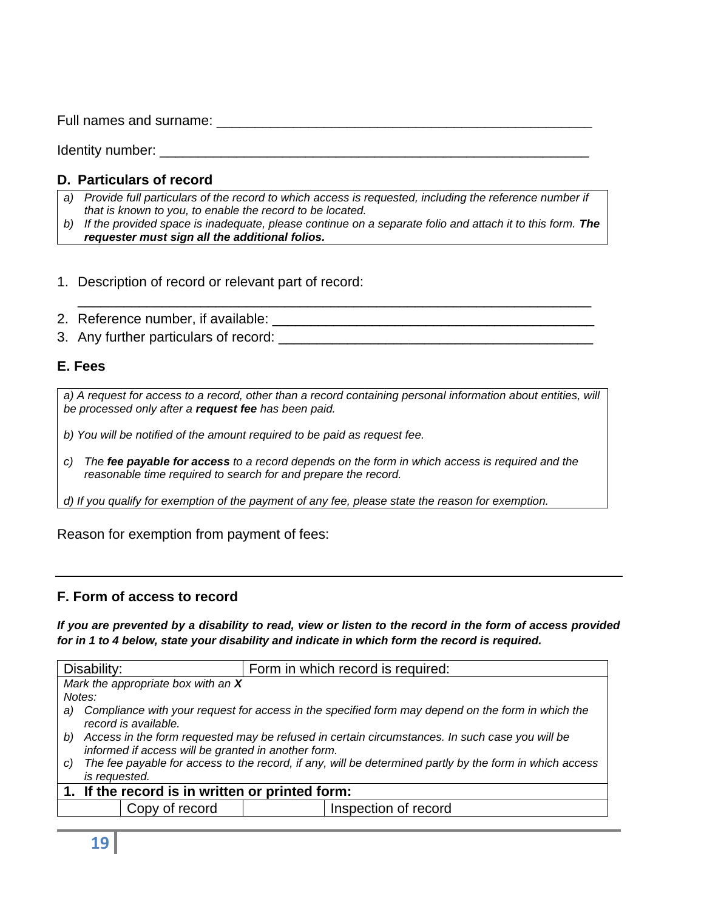Full names and surname: ___________________________________________________

Identity number: ________________________________________________________

## D. Particulars of record

*a) Provide full particulars of the record to which access is requested, including the reference number if that is known to you, to enable the record to be located.*
*b) If the provided space is inadequate, please continue on a separate folio and attach it to this form.* ***The requester must sign all the additional folios.***

1. Description of record or relevant part of record:

   ______________________________________________________________________
2. Reference number, if available: ___________________________________________
3. Any further particulars of record: _________________________________________

## E. Fees

*a) A request for access to a record, other than a record containing personal information about entities, will be processed only after a* ***request fee*** *has been paid.*

*b) You will be notified of the amount required to be paid as request fee.*

*c) The* ***fee payable for access*** *to a record depends on the form in which access is required and the reasonable time required to search for and prepare the record.*

*d) If you qualify for exemption of the payment of any fee, please state the reason for exemption.*

Reason for exemption from payment of fees:

______________________________________________________________________________

## F. Form of access to record

***If you are prevented by a disability to read, view or listen to the record in the form of access provided for in 1 to 4 below, state your disability and indicate in which form the record is required.***

| Disability: | | Form in which record is required: | |
|---|---|---|---|
| *Mark the appropriate box with an* ***X*** | | | |
| *Notes:*<br>*a) Compliance with your request for access in the specified form may depend on the form in which the record is available.*<br>*b) Access in the form requested may be refused in certain circumstances. In such case you will be informed if access will be granted in another form.*<br>*c) The fee payable for access to the record, if any, will be determined partly by the form in which access is requested.* | | | |
| **1. If the record is in written or printed form:** | | | |
| | Copy of record | | Inspection of record |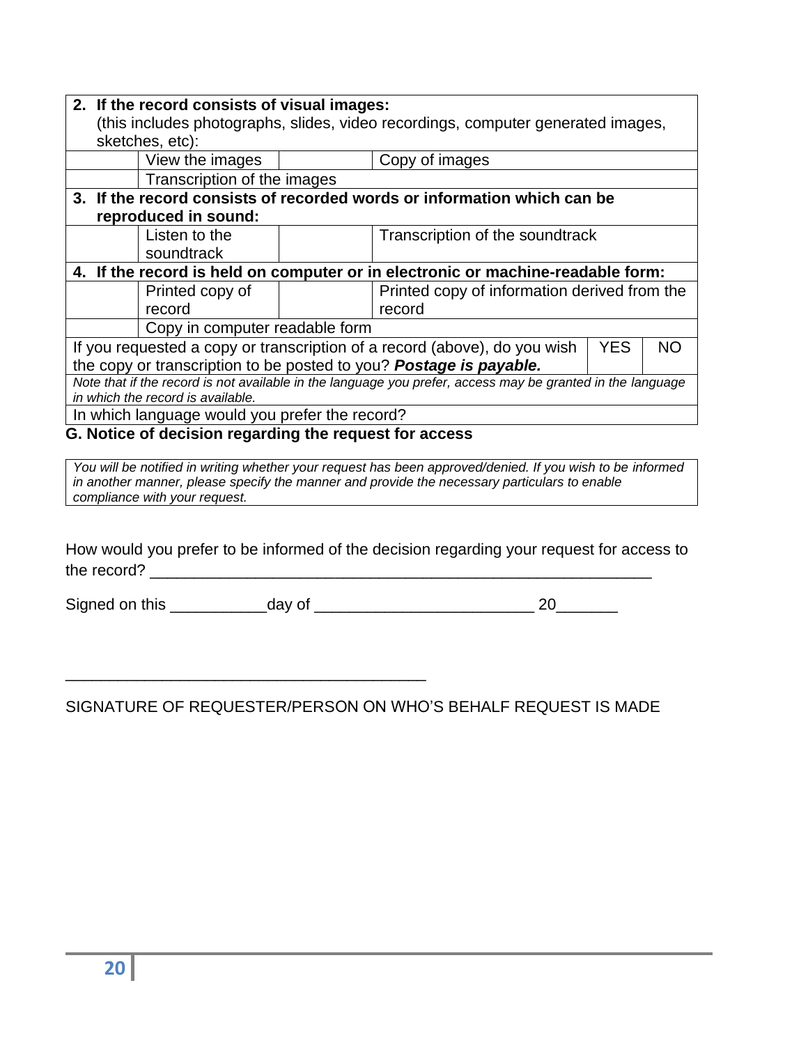| **2. If the record consists of visual images:** (this includes photographs, slides, video recordings, computer generated images, sketches, etc): | | | | | |
|---|---|---|---|---|---|
| | View the images | | Copy of images | | |
| | Transcription of the images | | | | |
| **3. If the record consists of recorded words or information which can be reproduced in sound:** | | | | | |
| | Listen to the soundtrack | | Transcription of the soundtrack | | |
| **4. If the record is held on computer or in electronic or machine-readable form:** | | | | | |
| | Printed copy of record | | Printed copy of information derived from the record | | |
| | Copy in computer readable form | | | | |
| If you requested a copy or transcription of a record (above), do you wish the copy or transcription to be posted to you? ***Postage is payable.*** | | | | YES | NO |
| *Note that if the record is not available in the language you prefer, access may be granted in the language in which the record is available.* | | | | | |
| In which language would you prefer the record? | | | | | |

**G. Notice of decision regarding the request for access**

| *You will be notified in writing whether your request has been approved/denied. If you wish to be informed in another manner, please specify the manner and provide the necessary particulars to enable compliance with your request.* |
|---|

How would you prefer to be informed of the decision regarding your request for access to the record? ____________________________________________________________

Signed on this ___________day of _________________________ 20_______

_________________________________________

SIGNATURE OF REQUESTER/PERSON ON WHO'S BEHALF REQUEST IS MADE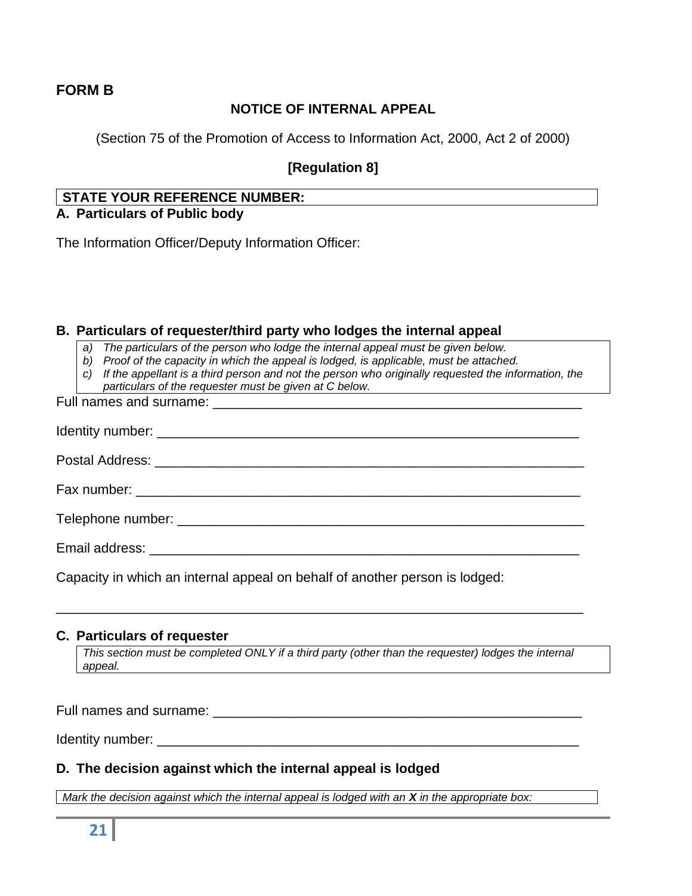**FORM B**

**NOTICE OF INTERNAL APPEAL**

(Section 75 of the Promotion of Access to Information Act, 2000, Act 2 of 2000)

**[Regulation 8]**

| **STATE YOUR REFERENCE NUMBER:** |
|---|

**A. Particulars of Public body**

The Information Officer/Deputy Information Officer:

**B. Particulars of requester/third party who lodges the internal appeal**

> *a) The particulars of the person who lodge the internal appeal must be given below.*
> *b) Proof of the capacity in which the appeal is lodged, is applicable, must be attached.*
> *c) If the appellant is a third person and not the person who originally requested the information, the particulars of the requester must be given at C below.*

Full names and surname: ___________________________________________________

Identity number: _________________________________________________________

Postal Address: __________________________________________________________

Fax number: _____________________________________________________________

Telephone number: _______________________________________________________

Email address: ___________________________________________________________

Capacity in which an internal appeal on behalf of another person is lodged:

_______________________________________________________________________

**C. Particulars of requester**

> *This section must be completed ONLY if a third party (other than the requester) lodges the internal appeal.*

Full names and surname: ___________________________________________________

Identity number: _________________________________________________________

**D. The decision against which the internal appeal is lodged**

> *Mark the decision against which the internal appeal is lodged with an* ***X*** *in the appropriate box:*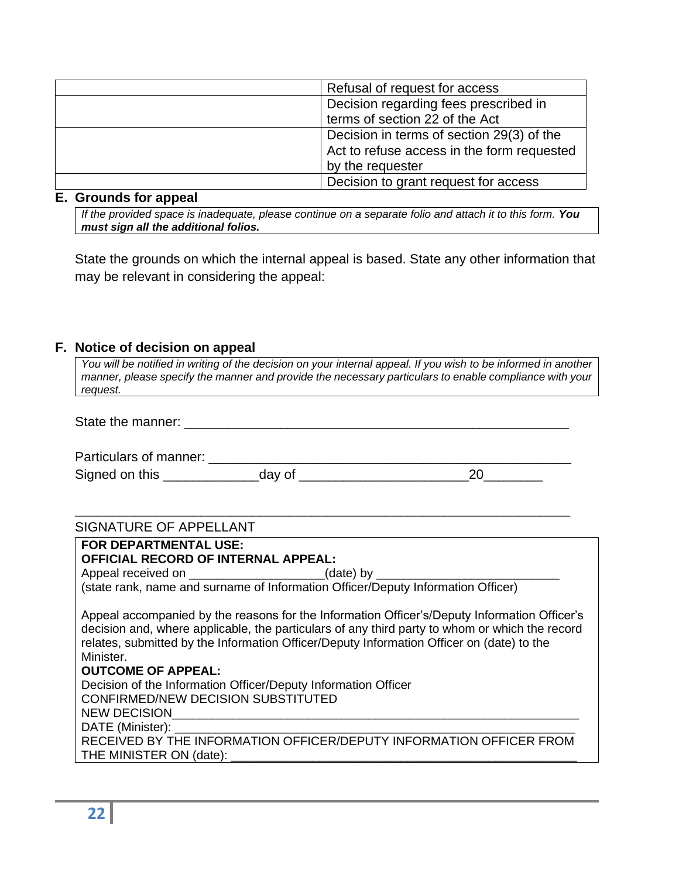| | |
|---|---|
| | Refusal of request for access |
| | Decision regarding fees prescribed in terms of section 22 of the Act |
| | Decision in terms of section 29(3) of the Act to refuse access in the form requested by the requester |
| | Decision to grant request for access |

**E. Grounds for appeal**

*If the provided space is inadequate, please continue on a separate folio and attach it to this form.* ***You must sign all the additional folios.***

State the grounds on which the internal appeal is based. State any other information that may be relevant in considering the appeal:

**F. Notice of decision on appeal**

*You will be notified in writing of the decision on your internal appeal. If you wish to be informed in another manner, please specify the manner and provide the necessary particulars to enable compliance with your request.*

State the manner: ______________________________________________________

Particulars of manner: ___________________________________________________

Signed on this _____________day of ______________________20________

_____________________________________________________________________

SIGNATURE OF APPELLANT

**FOR DEPARTMENTAL USE:**
**OFFICIAL RECORD OF INTERNAL APPEAL:**
Appeal received on ___________________(date) by __________________________
(state rank, name and surname of Information Officer/Deputy Information Officer)

Appeal accompanied by the reasons for the Information Officer's/Deputy Information Officer's decision and, where applicable, the particulars of any third party to whom or which the record relates, submitted by the Information Officer/Deputy Information Officer on (date) to the Minister.

**OUTCOME OF APPEAL:**
Decision of the Information Officer/Deputy Information Officer
CONFIRMED/NEW DECISION SUBSTITUTED
NEW DECISION_____________________________________________________________
DATE (Minister): ___________________________________________________________
RECEIVED BY THE INFORMATION OFFICER/DEPUTY INFORMATION OFFICER FROM THE MINISTER ON (date): ___________________________________________________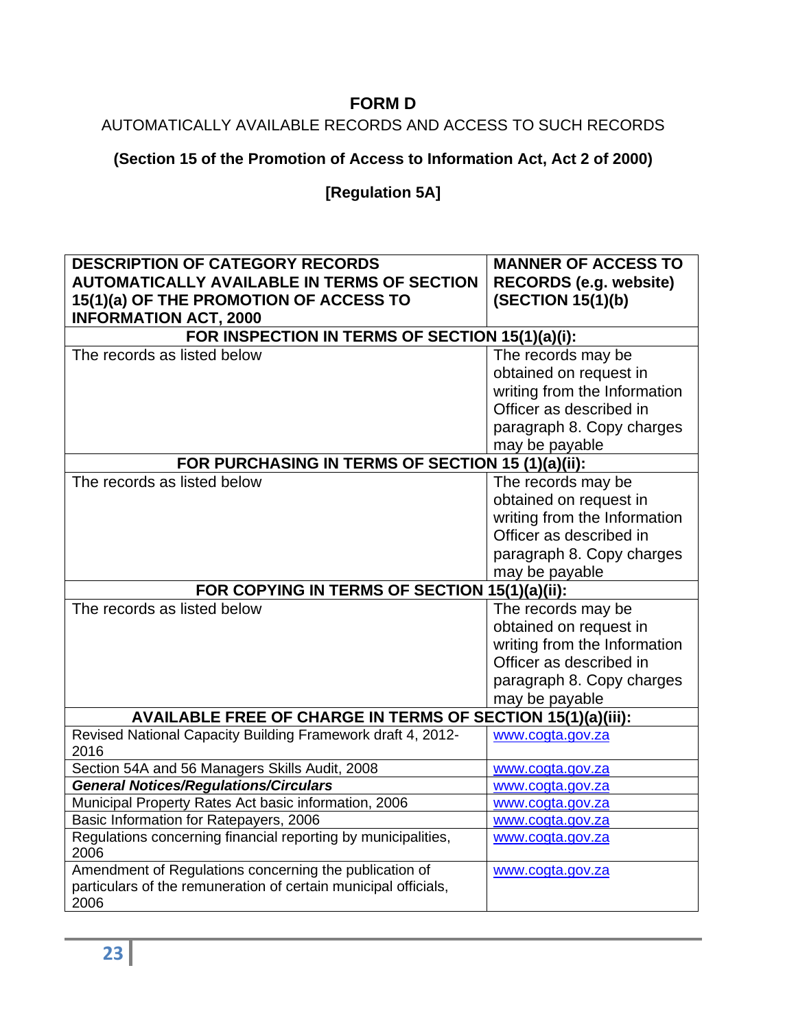# FORM D

AUTOMATICALLY AVAILABLE RECORDS AND ACCESS TO SUCH RECORDS

**(Section 15 of the Promotion of Access to Information Act, Act 2 of 2000)**

**[Regulation 5A]**

| DESCRIPTION OF CATEGORY RECORDS AUTOMATICALLY AVAILABLE IN TERMS OF SECTION 15(1)(a) OF THE PROMOTION OF ACCESS TO INFORMATION ACT, 2000 | MANNER OF ACCESS TO RECORDS (e.g. website) (SECTION 15(1)(b) |
|---|---|
| **FOR INSPECTION IN TERMS OF SECTION 15(1)(a)(i):** | |
| The records as listed below | The records may be obtained on request in writing from the Information Officer as described in paragraph 8. Copy charges may be payable |
| **FOR PURCHASING IN TERMS OF SECTION 15 (1)(a)(ii):** | |
| The records as listed below | The records may be obtained on request in writing from the Information Officer as described in paragraph 8. Copy charges may be payable |
| **FOR COPYING IN TERMS OF SECTION 15(1)(a)(ii):** | |
| The records as listed below | The records may be obtained on request in writing from the Information Officer as described in paragraph 8. Copy charges may be payable |
| **AVAILABLE FREE OF CHARGE IN TERMS OF SECTION 15(1)(a)(iii):** | |
| Revised National Capacity Building Framework draft 4, 2012-2016 | www.cogta.gov.za |
| Section 54A and 56 Managers Skills Audit, 2008 | www.cogta.gov.za |
| ***General Notices/Regulations/Circulars*** | www.cogta.gov.za |
| Municipal Property Rates Act basic information, 2006 | www.cogta.gov.za |
| Basic Information for Ratepayers, 2006 | www.cogta.gov.za |
| Regulations concerning financial reporting by municipalities, 2006 | www.cogta.gov.za |
| Amendment of Regulations concerning the publication of particulars of the remuneration of certain municipal officials, 2006 | www.cogta.gov.za |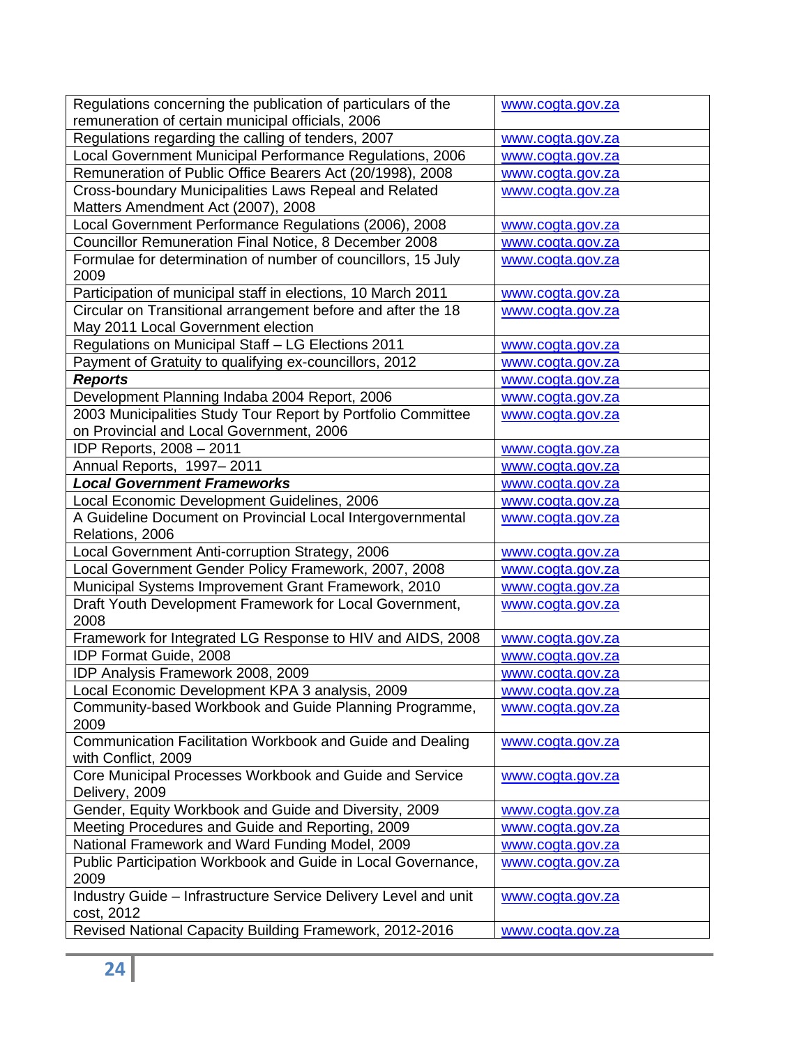| | |
|---|---|
| Regulations concerning the publication of particulars of the remuneration of certain municipal officials, 2006 | www.cogta.gov.za |
| Regulations regarding the calling of tenders, 2007 | www.cogta.gov.za |
| Local Government Municipal Performance Regulations, 2006 | www.cogta.gov.za |
| Remuneration of Public Office Bearers Act (20/1998), 2008 | www.cogta.gov.za |
| Cross-boundary Municipalities Laws Repeal and Related Matters Amendment Act (2007), 2008 | www.cogta.gov.za |
| Local Government Performance Regulations (2006), 2008 | www.cogta.gov.za |
| Councillor Remuneration Final Notice, 8 December 2008 | www.cogta.gov.za |
| Formulae for determination of number of councillors, 15 July 2009 | www.cogta.gov.za |
| Participation of municipal staff in elections, 10 March 2011 | www.cogta.gov.za |
| Circular on Transitional arrangement before and after the 18 May 2011 Local Government election | www.cogta.gov.za |
| Regulations on Municipal Staff – LG Elections 2011 | www.cogta.gov.za |
| Payment of Gratuity to qualifying ex-councillors, 2012 | www.cogta.gov.za |
| ***Reports*** | www.cogta.gov.za |
| Development Planning Indaba 2004 Report, 2006 | www.cogta.gov.za |
| 2003 Municipalities Study Tour Report by Portfolio Committee on Provincial and Local Government, 2006 | www.cogta.gov.za |
| IDP Reports, 2008 – 2011 | www.cogta.gov.za |
| Annual Reports, 1997– 2011 | www.cogta.gov.za |
| ***Local Government Frameworks*** | www.cogta.gov.za |
| Local Economic Development Guidelines, 2006 | www.cogta.gov.za |
| A Guideline Document on Provincial Local Intergovernmental Relations, 2006 | www.cogta.gov.za |
| Local Government Anti-corruption Strategy, 2006 | www.cogta.gov.za |
| Local Government Gender Policy Framework, 2007, 2008 | www.cogta.gov.za |
| Municipal Systems Improvement Grant Framework, 2010 | www.cogta.gov.za |
| Draft Youth Development Framework for Local Government, 2008 | www.cogta.gov.za |
| Framework for Integrated LG Response to HIV and AIDS, 2008 | www.cogta.gov.za |
| IDP Format Guide, 2008 | www.cogta.gov.za |
| IDP Analysis Framework 2008, 2009 | www.cogta.gov.za |
| Local Economic Development KPA 3 analysis, 2009 | www.cogta.gov.za |
| Community-based Workbook and Guide Planning Programme, 2009 | www.cogta.gov.za |
| Communication Facilitation Workbook and Guide and Dealing with Conflict, 2009 | www.cogta.gov.za |
| Core Municipal Processes Workbook and Guide and Service Delivery, 2009 | www.cogta.gov.za |
| Gender, Equity Workbook and Guide and Diversity, 2009 | www.cogta.gov.za |
| Meeting Procedures and Guide and Reporting, 2009 | www.cogta.gov.za |
| National Framework and Ward Funding Model, 2009 | www.cogta.gov.za |
| Public Participation Workbook and Guide in Local Governance, 2009 | www.cogta.gov.za |
| Industry Guide – Infrastructure Service Delivery Level and unit cost, 2012 | www.cogta.gov.za |
| Revised National Capacity Building Framework, 2012-2016 | www.cogta.gov.za |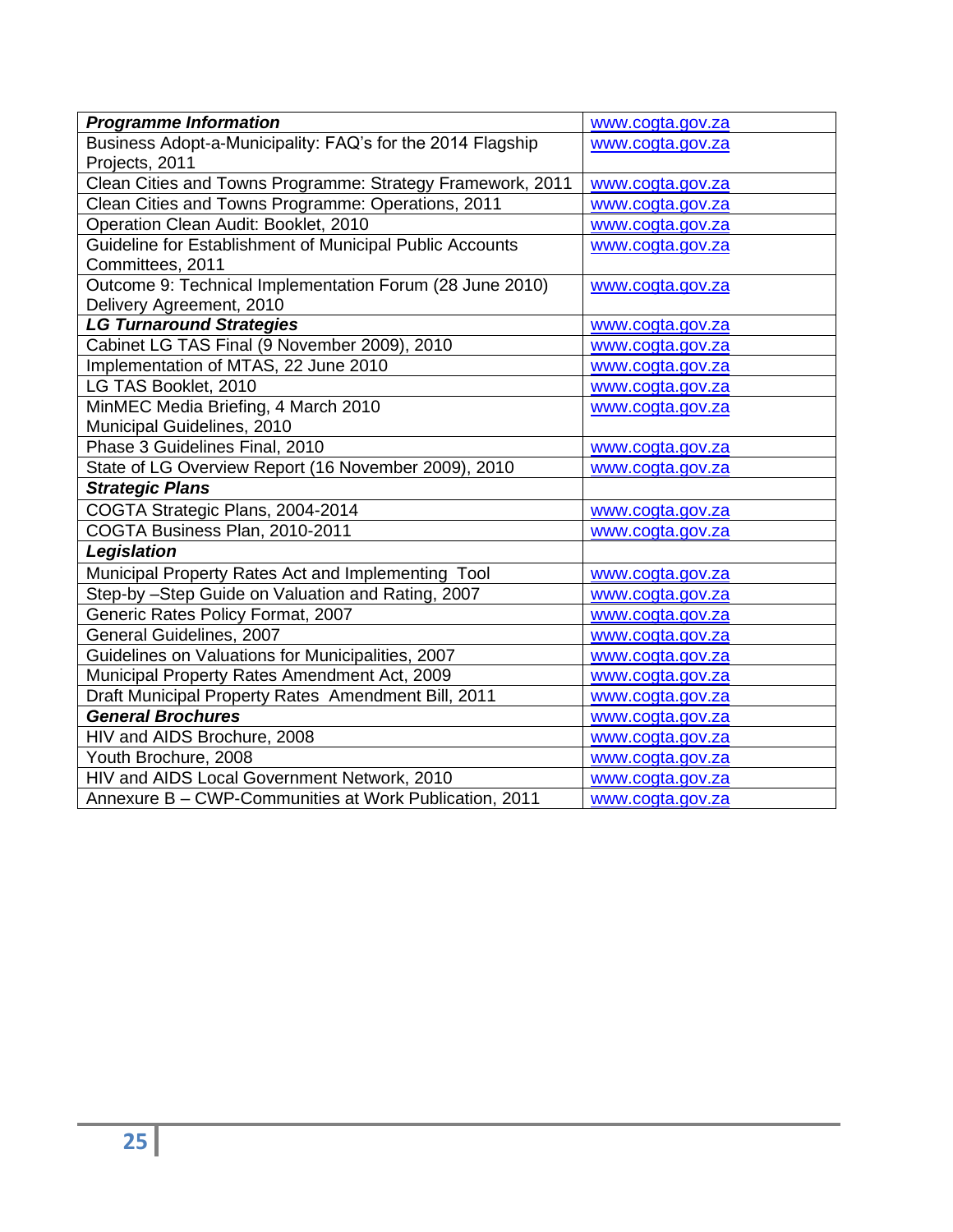| | |
|---|---|
| ***Programme Information*** | www.cogta.gov.za |
| Business Adopt-a-Municipality: FAQ's for the 2014 Flagship Projects, 2011 | www.cogta.gov.za |
| Clean Cities and Towns Programme: Strategy Framework, 2011 | www.cogta.gov.za |
| Clean Cities and Towns Programme: Operations, 2011 | www.cogta.gov.za |
| Operation Clean Audit: Booklet, 2010 | www.cogta.gov.za |
| Guideline for Establishment of Municipal Public Accounts Committees, 2011 | www.cogta.gov.za |
| Outcome 9: Technical Implementation Forum (28 June 2010) Delivery Agreement, 2010 | www.cogta.gov.za |
| ***LG Turnaround Strategies*** | www.cogta.gov.za |
| Cabinet LG TAS Final (9 November 2009), 2010 | www.cogta.gov.za |
| Implementation of MTAS, 22 June 2010 | www.cogta.gov.za |
| LG TAS Booklet, 2010 | www.cogta.gov.za |
| MinMEC Media Briefing, 4 March 2010 Municipal Guidelines, 2010 | www.cogta.gov.za |
| Phase 3 Guidelines Final, 2010 | www.cogta.gov.za |
| State of LG Overview Report (16 November 2009), 2010 | www.cogta.gov.za |
| ***Strategic Plans*** | |
| COGTA Strategic Plans, 2004-2014 | www.cogta.gov.za |
| COGTA Business Plan, 2010-2011 | www.cogta.gov.za |
| ***Legislation*** | |
| Municipal Property Rates Act and Implementing Tool | www.cogta.gov.za |
| Step-by –Step Guide on Valuation and Rating, 2007 | www.cogta.gov.za |
| Generic Rates Policy Format, 2007 | www.cogta.gov.za |
| General Guidelines, 2007 | www.cogta.gov.za |
| Guidelines on Valuations for Municipalities, 2007 | www.cogta.gov.za |
| Municipal Property Rates Amendment Act, 2009 | www.cogta.gov.za |
| Draft Municipal Property Rates Amendment Bill, 2011 | www.cogta.gov.za |
| ***General Brochures*** | www.cogta.gov.za |
| HIV and AIDS Brochure, 2008 | www.cogta.gov.za |
| Youth Brochure, 2008 | www.cogta.gov.za |
| HIV and AIDS Local Government Network, 2010 | www.cogta.gov.za |
| Annexure B – CWP-Communities at Work Publication, 2011 | www.cogta.gov.za |